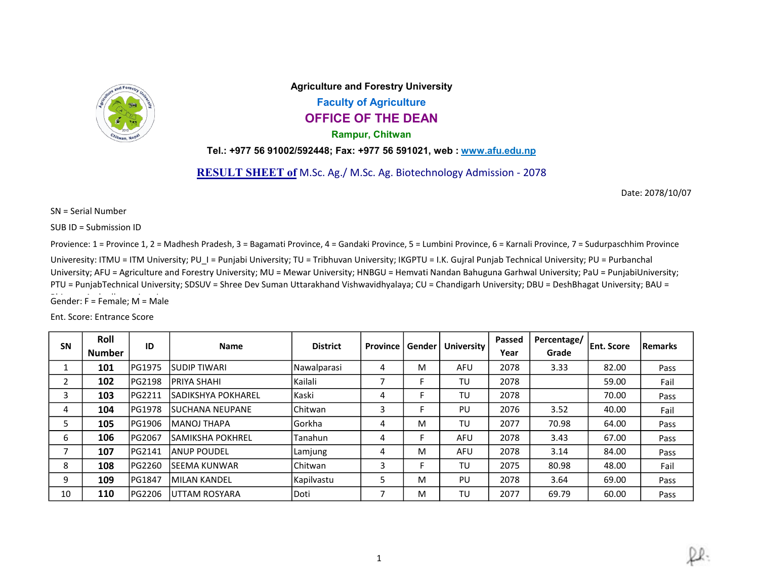**Agriculture and Forestry University**

**Faculty of Agriculture**

## OFFICE OF THE DEAN

**Rampur, Chitwan**

**Tel.: +977 56 91002/592448; Fax: +977 56 591021, web : www.afu.edu.np**

**RESULT SHEET of** M.Sc. Ag./ M.Sc. Ag. Biotechnology Admission - 2078

Date: 2078/10/07

SN = Serial Number

SUB ID = Submission ID

Provience: 1 = Province 1, 2 = Madhesh Pradesh, 3 = Bagamati Province, 4 = Gandaki Province, 5 = Lumbini Province, 6 = Karnali Province, 7 = Sudurpaschhim Province

Univeresity: ITMU = ITM University; PU_I = Punjabi University; TU = Tribhuvan University; IKGPTU = I.K. Gujral Punjab Technical University; PU = Purbanchal University; AFU = Agriculture and Forestry University; MU = Mewar University; HNBGU = Hemvati Nandan Bahuguna Garhwal University; PaU = PunjabiUniversity; PTU = PunjabTechnical University; SDSUV = Shree Dev Suman Uttarakhand Vishwavidhyalaya; CU = Chandigarh University; DBU = DeshBhagat University; BAU =

Gender: F = Female; M = Male

Ent. Score: Entrance Score

| SN | Roll Number | ID | Name | District | Province | Gender | University | Passed Year | Percentage/ Grade | Ent. Score | Remarks |
|---|---|---|---|---|---|---|---|---|---|---|---|
| 1 | **101** | PG1975 | SUDIP TIWARI | Nawalparasi | 4 | M | AFU | 2078 | 3.33 | 82.00 | Pass |
| 2 | **102** | PG2198 | PRIYA SHAHI | Kailali | 7 | F | TU | 2078 | | 59.00 | Fail |
| 3 | **103** | PG2211 | SADIKSHYA POKHAREL | Kaski | 4 | F | TU | 2078 | | 70.00 | Pass |
| 4 | **104** | PG1978 | SUCHANA NEUPANE | Chitwan | 3 | F | PU | 2076 | 3.52 | 40.00 | Fail |
| 5 | **105** | PG1906 | MANOJ THAPA | Gorkha | 4 | M | TU | 2077 | 70.98 | 64.00 | Pass |
| 6 | **106** | PG2067 | SAMIKSHA POKHREL | Tanahun | 4 | F | AFU | 2078 | 3.43 | 67.00 | Pass |
| 7 | **107** | PG2141 | ANUP POUDEL | Lamjung | 4 | M | AFU | 2078 | 3.14 | 84.00 | Pass |
| 8 | **108** | PG2260 | SEEMA KUNWAR | Chitwan | 3 | F | TU | 2075 | 80.98 | 48.00 | Fail |
| 9 | **109** | PG1847 | MILAN KANDEL | Kapilvastu | 5 | M | PU | 2078 | 3.64 | 69.00 | Pass |
| 10 | **110** | PG2206 | UTTAM ROSYARA | Doti | 7 | M | TU | 2077 | 69.79 | 60.00 | Pass |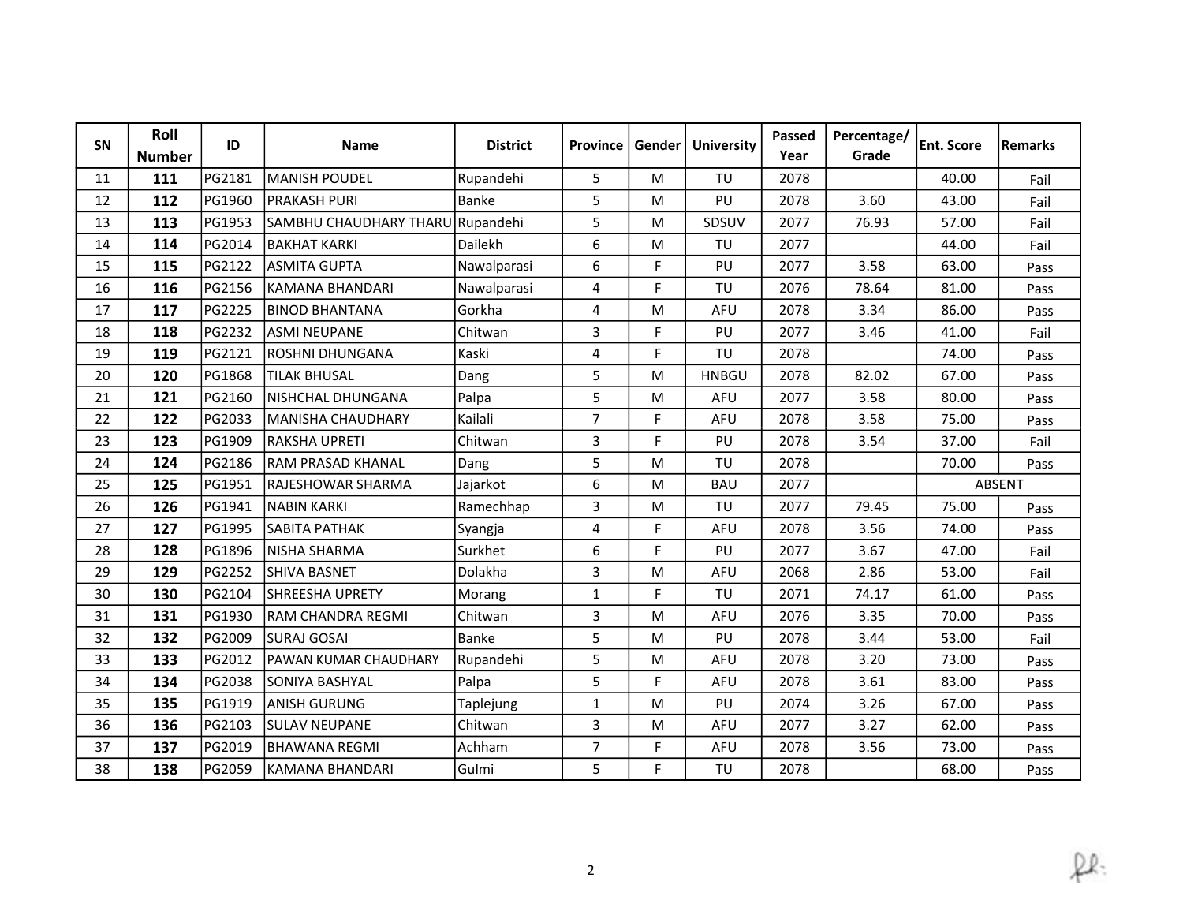| SN | Roll Number | ID | Name | District | Province | Gender | University | Passed Year | Percentage/ Grade | Ent. Score | Remarks |
|---|---|---|---|---|---|---|---|---|---|---|---|
| 11 | **111** | PG2181 | MANISH POUDEL | Rupandehi | 5 | M | TU | 2078 | | 40.00 | Fail |
| 12 | **112** | PG1960 | PRAKASH PURI | Banke | 5 | M | PU | 2078 | 3.60 | 43.00 | Fail |
| 13 | **113** | PG1953 | SAMBHU CHAUDHARY THARU | Rupandehi | 5 | M | SDSUV | 2077 | 76.93 | 57.00 | Fail |
| 14 | **114** | PG2014 | BAKHAT KARKI | Dailekh | 6 | M | TU | 2077 | | 44.00 | Fail |
| 15 | **115** | PG2122 | ASMITA GUPTA | Nawalparasi | 6 | F | PU | 2077 | 3.58 | 63.00 | Pass |
| 16 | **116** | PG2156 | KAMANA BHANDARI | Nawalparasi | 4 | F | TU | 2076 | 78.64 | 81.00 | Pass |
| 17 | **117** | PG2225 | BINOD BHANTANA | Gorkha | 4 | M | AFU | 2078 | 3.34 | 86.00 | Pass |
| 18 | **118** | PG2232 | ASMI NEUPANE | Chitwan | 3 | F | PU | 2077 | 3.46 | 41.00 | Fail |
| 19 | **119** | PG2121 | ROSHNI DHUNGANA | Kaski | 4 | F | TU | 2078 | | 74.00 | Pass |
| 20 | **120** | PG1868 | TILAK BHUSAL | Dang | 5 | M | HNBGU | 2078 | 82.02 | 67.00 | Pass |
| 21 | **121** | PG2160 | NISHCHAL DHUNGANA | Palpa | 5 | M | AFU | 2077 | 3.58 | 80.00 | Pass |
| 22 | **122** | PG2033 | MANISHA CHAUDHARY | Kailali | 7 | F | AFU | 2078 | 3.58 | 75.00 | Pass |
| 23 | **123** | PG1909 | RAKSHA UPRETI | Chitwan | 3 | F | PU | 2078 | 3.54 | 37.00 | Fail |
| 24 | **124** | PG2186 | RAM PRASAD KHANAL | Dang | 5 | M | TU | 2078 | | 70.00 | Pass |
| 25 | **125** | PG1951 | RAJESHOWAR SHARMA | Jajarkot | 6 | M | BAU | 2077 | | ABSENT | |
| 26 | **126** | PG1941 | NABIN KARKI | Ramechhap | 3 | M | TU | 2077 | 79.45 | 75.00 | Pass |
| 27 | **127** | PG1995 | SABITA PATHAK | Syangja | 4 | F | AFU | 2078 | 3.56 | 74.00 | Pass |
| 28 | **128** | PG1896 | NISHA SHARMA | Surkhet | 6 | F | PU | 2077 | 3.67 | 47.00 | Fail |
| 29 | **129** | PG2252 | SHIVA BASNET | Dolakha | 3 | M | AFU | 2068 | 2.86 | 53.00 | Fail |
| 30 | **130** | PG2104 | SHREESHA UPRETY | Morang | 1 | F | TU | 2071 | 74.17 | 61.00 | Pass |
| 31 | **131** | PG1930 | RAM CHANDRA REGMI | Chitwan | 3 | M | AFU | 2076 | 3.35 | 70.00 | Pass |
| 32 | **132** | PG2009 | SURAJ GOSAI | Banke | 5 | M | PU | 2078 | 3.44 | 53.00 | Fail |
| 33 | **133** | PG2012 | PAWAN KUMAR CHAUDHARY | Rupandehi | 5 | M | AFU | 2078 | 3.20 | 73.00 | Pass |
| 34 | **134** | PG2038 | SONIYA BASHYAL | Palpa | 5 | F | AFU | 2078 | 3.61 | 83.00 | Pass |
| 35 | **135** | PG1919 | ANISH GURUNG | Taplejung | 1 | M | PU | 2074 | 3.26 | 67.00 | Pass |
| 36 | **136** | PG2103 | SULAV NEUPANE | Chitwan | 3 | M | AFU | 2077 | 3.27 | 62.00 | Pass |
| 37 | **137** | PG2019 | BHAWANA REGMI | Achham | 7 | F | AFU | 2078 | 3.56 | 73.00 | Pass |
| 38 | **138** | PG2059 | KAMANA BHANDARI | Gulmi | 5 | F | TU | 2078 | | 68.00 | Pass |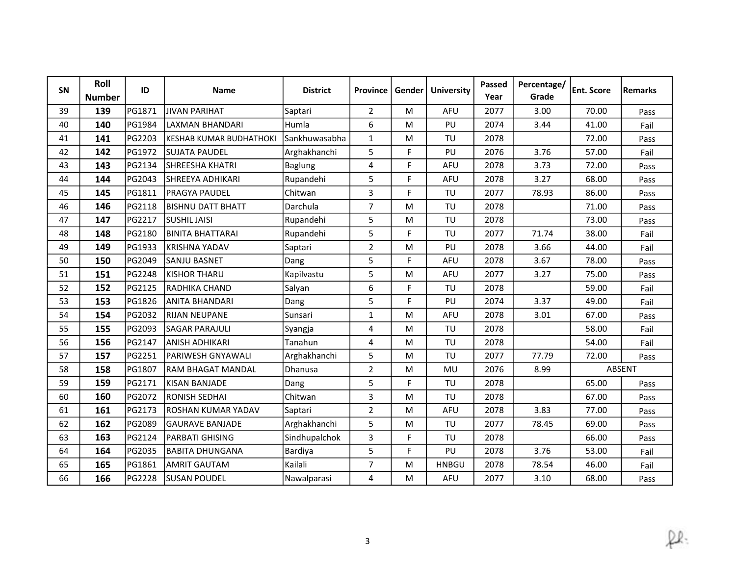| SN | Roll Number | ID | Name | District | Province | Gender | University | Passed Year | Percentage/ Grade | Ent. Score | Remarks |
|---|---|---|---|---|---|---|---|---|---|---|---|
| 39 | **139** | PG1871 | JIVAN PARIHAT | Saptari | 2 | M | AFU | 2077 | 3.00 | 70.00 | Pass |
| 40 | **140** | PG1984 | LAXMAN BHANDARI | Humla | 6 | M | PU | 2074 | 3.44 | 41.00 | Fail |
| 41 | **141** | PG2203 | KESHAB KUMAR BUDHATHOKI | Sankhuwasabha | 1 | M | TU | 2078 | | 72.00 | Pass |
| 42 | **142** | PG1972 | SUJATA PAUDEL | Arghakhanchi | 5 | F | PU | 2076 | 3.76 | 57.00 | Fail |
| 43 | **143** | PG2134 | SHREESHA KHATRI | Baglung | 4 | F | AFU | 2078 | 3.73 | 72.00 | Pass |
| 44 | **144** | PG2043 | SHREEYA ADHIKARI | Rupandehi | 5 | F | AFU | 2078 | 3.27 | 68.00 | Pass |
| 45 | **145** | PG1811 | PRAGYA PAUDEL | Chitwan | 3 | F | TU | 2077 | 78.93 | 86.00 | Pass |
| 46 | **146** | PG2118 | BISHNU DATT BHATT | Darchula | 7 | M | TU | 2078 | | 71.00 | Pass |
| 47 | **147** | PG2217 | SUSHIL JAISI | Rupandehi | 5 | M | TU | 2078 | | 73.00 | Pass |
| 48 | **148** | PG2180 | BINITA BHATTARAI | Rupandehi | 5 | F | TU | 2077 | 71.74 | 38.00 | Fail |
| 49 | **149** | PG1933 | KRISHNA YADAV | Saptari | 2 | M | PU | 2078 | 3.66 | 44.00 | Fail |
| 50 | **150** | PG2049 | SANJU BASNET | Dang | 5 | F | AFU | 2078 | 3.67 | 78.00 | Pass |
| 51 | **151** | PG2248 | KISHOR THARU | Kapilvastu | 5 | M | AFU | 2077 | 3.27 | 75.00 | Pass |
| 52 | **152** | PG2125 | RADHIKA CHAND | Salyan | 6 | F | TU | 2078 | | 59.00 | Fail |
| 53 | **153** | PG1826 | ANITA BHANDARI | Dang | 5 | F | PU | 2074 | 3.37 | 49.00 | Fail |
| 54 | **154** | PG2032 | RIJAN NEUPANE | Sunsari | 1 | M | AFU | 2078 | 3.01 | 67.00 | Pass |
| 55 | **155** | PG2093 | SAGAR PARAJULI | Syangja | 4 | M | TU | 2078 | | 58.00 | Fail |
| 56 | **156** | PG2147 | ANISH ADHIKARI | Tanahun | 4 | M | TU | 2078 | | 54.00 | Fail |
| 57 | **157** | PG2251 | PARIWESH GNYAWALI | Arghakhanchi | 5 | M | TU | 2077 | 77.79 | 72.00 | Pass |
| 58 | **158** | PG1807 | RAM BHAGAT MANDAL | Dhanusa | 2 | M | MU | 2076 | 8.99 | ABSENT | |
| 59 | **159** | PG2171 | KISAN BANJADE | Dang | 5 | F | TU | 2078 | | 65.00 | Pass |
| 60 | **160** | PG2072 | RONISH SEDHAI | Chitwan | 3 | M | TU | 2078 | | 67.00 | Pass |
| 61 | **161** | PG2173 | ROSHAN KUMAR YADAV | Saptari | 2 | M | AFU | 2078 | 3.83 | 77.00 | Pass |
| 62 | **162** | PG2089 | GAURAVE BANJADE | Arghakhanchi | 5 | M | TU | 2077 | 78.45 | 69.00 | Pass |
| 63 | **163** | PG2124 | PARBATI GHISING | Sindhupalchok | 3 | F | TU | 2078 | | 66.00 | Pass |
| 64 | **164** | PG2035 | BABITA DHUNGANA | Bardiya | 5 | F | PU | 2078 | 3.76 | 53.00 | Fail |
| 65 | **165** | PG1861 | AMRIT GAUTAM | Kailali | 7 | M | HNBGU | 2078 | 78.54 | 46.00 | Fail |
| 66 | **166** | PG2228 | SUSAN POUDEL | Nawalparasi | 4 | M | AFU | 2077 | 3.10 | 68.00 | Pass |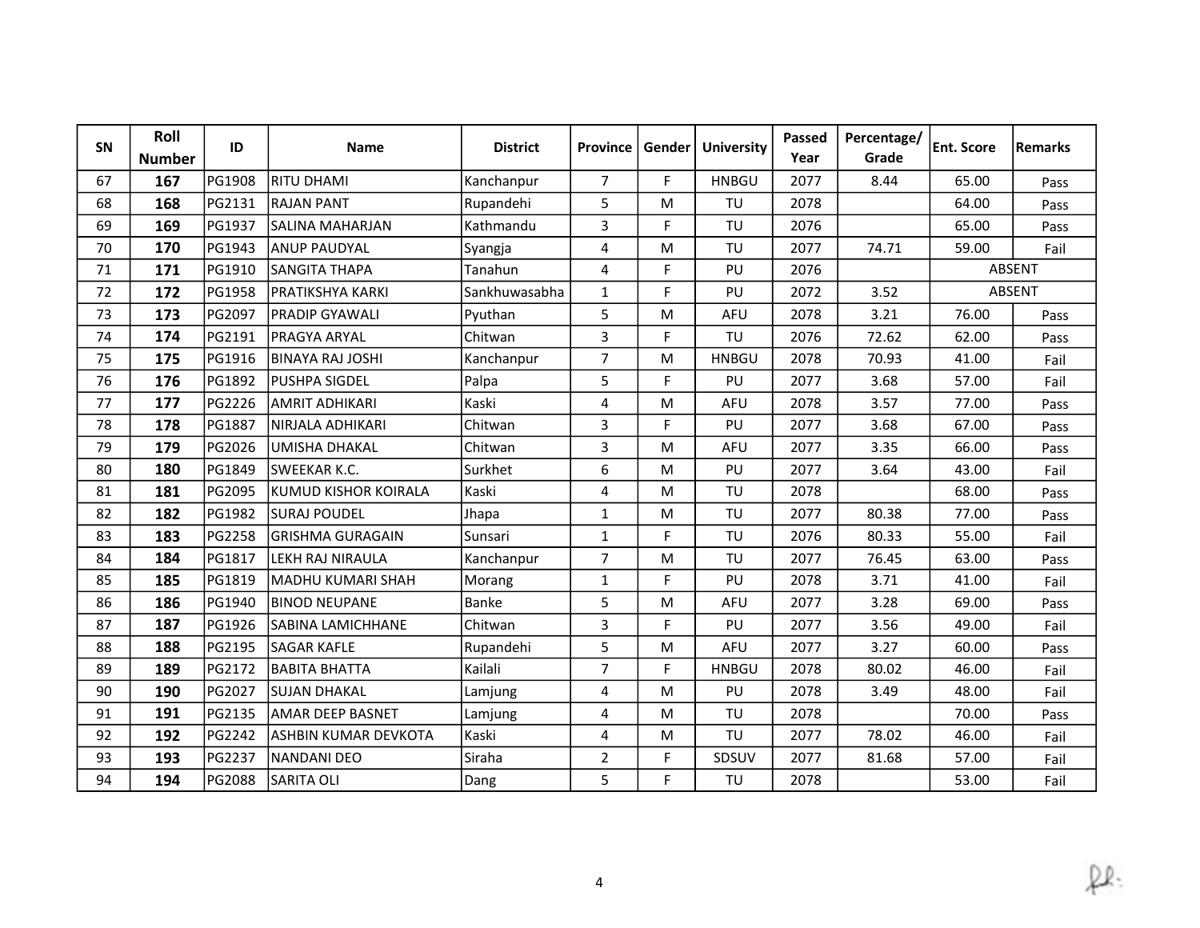| SN | Roll Number | ID | Name | District | Province | Gender | University | Passed Year | Percentage/ Grade | Ent. Score | Remarks |
|---|---|---|---|---|---|---|---|---|---|---|---|
| 67 | **167** | PG1908 | RITU DHAMI | Kanchanpur | 7 | F | HNBGU | 2077 | 8.44 | 65.00 | Pass |
| 68 | **168** | PG2131 | RAJAN PANT | Rupandehi | 5 | M | TU | 2078 | | 64.00 | Pass |
| 69 | **169** | PG1937 | SALINA MAHARJAN | Kathmandu | 3 | F | TU | 2076 | | 65.00 | Pass |
| 70 | **170** | PG1943 | ANUP PAUDYAL | Syangja | 4 | M | TU | 2077 | 74.71 | 59.00 | Fail |
| 71 | **171** | PG1910 | SANGITA THAPA | Tanahun | 4 | F | PU | 2076 | | ABSENT | |
| 72 | **172** | PG1958 | PRATIKSHYA KARKI | Sankhuwasabha | 1 | F | PU | 2072 | 3.52 | ABSENT | |
| 73 | **173** | PG2097 | PRADIP GYAWALI | Pyuthan | 5 | M | AFU | 2078 | 3.21 | 76.00 | Pass |
| 74 | **174** | PG2191 | PRAGYA ARYAL | Chitwan | 3 | F | TU | 2076 | 72.62 | 62.00 | Pass |
| 75 | **175** | PG1916 | BINAYA RAJ JOSHI | Kanchanpur | 7 | M | HNBGU | 2078 | 70.93 | 41.00 | Fail |
| 76 | **176** | PG1892 | PUSHPA SIGDEL | Palpa | 5 | F | PU | 2077 | 3.68 | 57.00 | Fail |
| 77 | **177** | PG2226 | AMRIT ADHIKARI | Kaski | 4 | M | AFU | 2078 | 3.57 | 77.00 | Pass |
| 78 | **178** | PG1887 | NIRJALA ADHIKARI | Chitwan | 3 | F | PU | 2077 | 3.68 | 67.00 | Pass |
| 79 | **179** | PG2026 | UMISHA DHAKAL | Chitwan | 3 | M | AFU | 2077 | 3.35 | 66.00 | Pass |
| 80 | **180** | PG1849 | SWEEKAR K.C. | Surkhet | 6 | M | PU | 2077 | 3.64 | 43.00 | Fail |
| 81 | **181** | PG2095 | KUMUD KISHOR KOIRALA | Kaski | 4 | M | TU | 2078 | | 68.00 | Pass |
| 82 | **182** | PG1982 | SURAJ POUDEL | Jhapa | 1 | M | TU | 2077 | 80.38 | 77.00 | Pass |
| 83 | **183** | PG2258 | GRISHMA GURAGAIN | Sunsari | 1 | F | TU | 2076 | 80.33 | 55.00 | Fail |
| 84 | **184** | PG1817 | LEKH RAJ NIRAULA | Kanchanpur | 7 | M | TU | 2077 | 76.45 | 63.00 | Pass |
| 85 | **185** | PG1819 | MADHU KUMARI SHAH | Morang | 1 | F | PU | 2078 | 3.71 | 41.00 | Fail |
| 86 | **186** | PG1940 | BINOD NEUPANE | Banke | 5 | M | AFU | 2077 | 3.28 | 69.00 | Pass |
| 87 | **187** | PG1926 | SABINA LAMICHHANE | Chitwan | 3 | F | PU | 2077 | 3.56 | 49.00 | Fail |
| 88 | **188** | PG2195 | SAGAR KAFLE | Rupandehi | 5 | M | AFU | 2077 | 3.27 | 60.00 | Pass |
| 89 | **189** | PG2172 | BABITA BHATTA | Kailali | 7 | F | HNBGU | 2078 | 80.02 | 46.00 | Fail |
| 90 | **190** | PG2027 | SUJAN DHAKAL | Lamjung | 4 | M | PU | 2078 | 3.49 | 48.00 | Fail |
| 91 | **191** | PG2135 | AMAR DEEP BASNET | Lamjung | 4 | M | TU | 2078 | | 70.00 | Pass |
| 92 | **192** | PG2242 | ASHBIN KUMAR DEVKOTA | Kaski | 4 | M | TU | 2077 | 78.02 | 46.00 | Fail |
| 93 | **193** | PG2237 | NANDANI DEO | Siraha | 2 | F | SDSUV | 2077 | 81.68 | 57.00 | Fail |
| 94 | **194** | PG2088 | SARITA OLI | Dang | 5 | F | TU | 2078 | | 53.00 | Fail |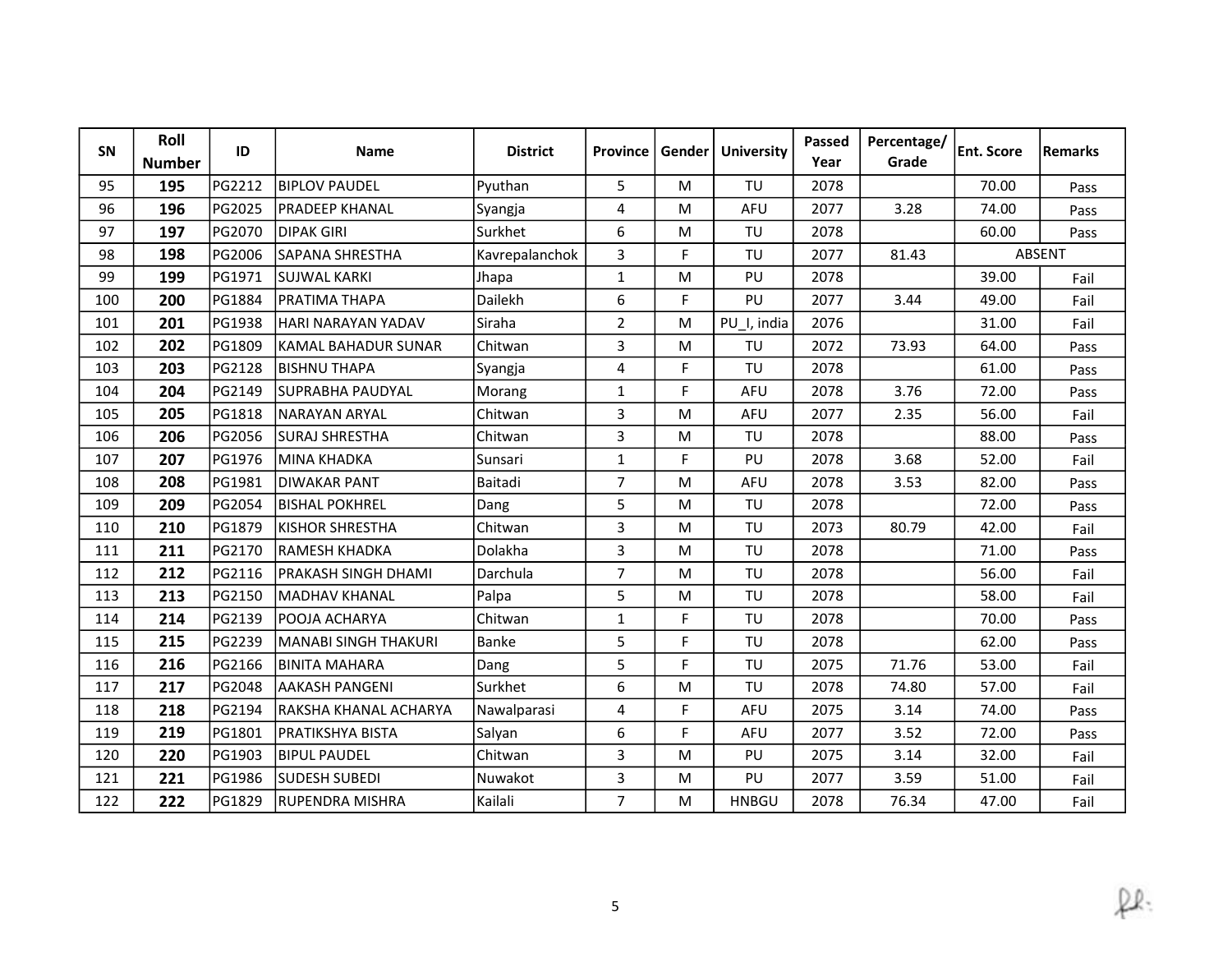| SN | Roll Number | ID | Name | District | Province | Gender | University | Passed Year | Percentage/ Grade | Ent. Score | Remarks |
|---|---|---|---|---|---|---|---|---|---|---|---|
| 95 | **195** | PG2212 | BIPLOV PAUDEL | Pyuthan | 5 | M | TU | 2078 | | 70.00 | Pass |
| 96 | **196** | PG2025 | PRADEEP KHANAL | Syangja | 4 | M | AFU | 2077 | 3.28 | 74.00 | Pass |
| 97 | **197** | PG2070 | DIPAK GIRI | Surkhet | 6 | M | TU | 2078 | | 60.00 | Pass |
| 98 | **198** | PG2006 | SAPANA SHRESTHA | Kavrepalanchok | 3 | F | TU | 2077 | 81.43 | ABSENT | |
| 99 | **199** | PG1971 | SUJWAL KARKI | Jhapa | 1 | M | PU | 2078 | | 39.00 | Fail |
| 100 | **200** | PG1884 | PRATIMA THAPA | Dailekh | 6 | F | PU | 2077 | 3.44 | 49.00 | Fail |
| 101 | **201** | PG1938 | HARI NARAYAN YADAV | Siraha | 2 | M | PU_I, india | 2076 | | 31.00 | Fail |
| 102 | **202** | PG1809 | KAMAL BAHADUR SUNAR | Chitwan | 3 | M | TU | 2072 | 73.93 | 64.00 | Pass |
| 103 | **203** | PG2128 | BISHNU THAPA | Syangja | 4 | F | TU | 2078 | | 61.00 | Pass |
| 104 | **204** | PG2149 | SUPRABHA PAUDYAL | Morang | 1 | F | AFU | 2078 | 3.76 | 72.00 | Pass |
| 105 | **205** | PG1818 | NARAYAN ARYAL | Chitwan | 3 | M | AFU | 2077 | 2.35 | 56.00 | Fail |
| 106 | **206** | PG2056 | SURAJ SHRESTHA | Chitwan | 3 | M | TU | 2078 | | 88.00 | Pass |
| 107 | **207** | PG1976 | MINA KHADKA | Sunsari | 1 | F | PU | 2078 | 3.68 | 52.00 | Fail |
| 108 | **208** | PG1981 | DIWAKAR PANT | Baitadi | 7 | M | AFU | 2078 | 3.53 | 82.00 | Pass |
| 109 | **209** | PG2054 | BISHAL POKHREL | Dang | 5 | M | TU | 2078 | | 72.00 | Pass |
| 110 | **210** | PG1879 | KISHOR SHRESTHA | Chitwan | 3 | M | TU | 2073 | 80.79 | 42.00 | Fail |
| 111 | **211** | PG2170 | RAMESH KHADKA | Dolakha | 3 | M | TU | 2078 | | 71.00 | Pass |
| 112 | **212** | PG2116 | PRAKASH SINGH DHAMI | Darchula | 7 | M | TU | 2078 | | 56.00 | Fail |
| 113 | **213** | PG2150 | MADHAV KHANAL | Palpa | 5 | M | TU | 2078 | | 58.00 | Fail |
| 114 | **214** | PG2139 | POOJA ACHARYA | Chitwan | 1 | F | TU | 2078 | | 70.00 | Pass |
| 115 | **215** | PG2239 | MANABI SINGH THAKURI | Banke | 5 | F | TU | 2078 | | 62.00 | Pass |
| 116 | **216** | PG2166 | BINITA MAHARA | Dang | 5 | F | TU | 2075 | 71.76 | 53.00 | Fail |
| 117 | **217** | PG2048 | AAKASH PANGENI | Surkhet | 6 | M | TU | 2078 | 74.80 | 57.00 | Fail |
| 118 | **218** | PG2194 | RAKSHA KHANAL ACHARYA | Nawalparasi | 4 | F | AFU | 2075 | 3.14 | 74.00 | Pass |
| 119 | **219** | PG1801 | PRATIKSHYA BISTA | Salyan | 6 | F | AFU | 2077 | 3.52 | 72.00 | Pass |
| 120 | **220** | PG1903 | BIPUL PAUDEL | Chitwan | 3 | M | PU | 2075 | 3.14 | 32.00 | Fail |
| 121 | **221** | PG1986 | SUDESH SUBEDI | Nuwakot | 3 | M | PU | 2077 | 3.59 | 51.00 | Fail |
| 122 | **222** | PG1829 | RUPENDRA MISHRA | Kailali | 7 | M | HNBGU | 2078 | 76.34 | 47.00 | Fail |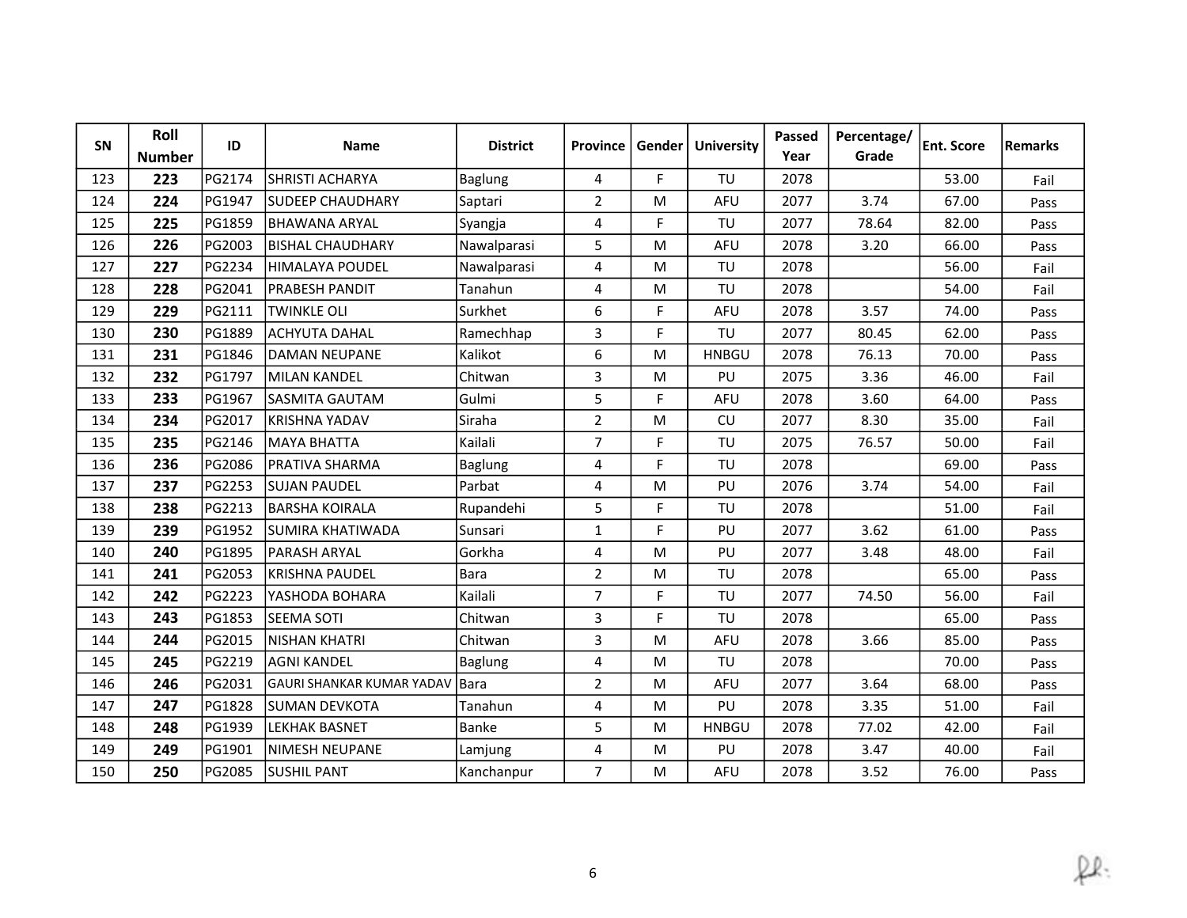| SN | Roll Number | ID | Name | District | Province | Gender | University | Passed Year | Percentage/ Grade | Ent. Score | Remarks |
|---|---|---|---|---|---|---|---|---|---|---|---|
| 123 | **223** | PG2174 | SHRISTI ACHARYA | Baglung | 4 | F | TU | 2078 | | 53.00 | Fail |
| 124 | **224** | PG1947 | SUDEEP CHAUDHARY | Saptari | 2 | M | AFU | 2077 | 3.74 | 67.00 | Pass |
| 125 | **225** | PG1859 | BHAWANA ARYAL | Syangja | 4 | F | TU | 2077 | 78.64 | 82.00 | Pass |
| 126 | **226** | PG2003 | BISHAL CHAUDHARY | Nawalparasi | 5 | M | AFU | 2078 | 3.20 | 66.00 | Pass |
| 127 | **227** | PG2234 | HIMALAYA POUDEL | Nawalparasi | 4 | M | TU | 2078 | | 56.00 | Fail |
| 128 | **228** | PG2041 | PRABESH PANDIT | Tanahun | 4 | M | TU | 2078 | | 54.00 | Fail |
| 129 | **229** | PG2111 | TWINKLE OLI | Surkhet | 6 | F | AFU | 2078 | 3.57 | 74.00 | Pass |
| 130 | **230** | PG1889 | ACHYUTA DAHAL | Ramechhap | 3 | F | TU | 2077 | 80.45 | 62.00 | Pass |
| 131 | **231** | PG1846 | DAMAN NEUPANE | Kalikot | 6 | M | HNBGU | 2078 | 76.13 | 70.00 | Pass |
| 132 | **232** | PG1797 | MILAN KANDEL | Chitwan | 3 | M | PU | 2075 | 3.36 | 46.00 | Fail |
| 133 | **233** | PG1967 | SASMITA GAUTAM | Gulmi | 5 | F | AFU | 2078 | 3.60 | 64.00 | Pass |
| 134 | **234** | PG2017 | KRISHNA YADAV | Siraha | 2 | M | CU | 2077 | 8.30 | 35.00 | Fail |
| 135 | **235** | PG2146 | MAYA BHATTA | Kailali | 7 | F | TU | 2075 | 76.57 | 50.00 | Fail |
| 136 | **236** | PG2086 | PRATIVA SHARMA | Baglung | 4 | F | TU | 2078 | | 69.00 | Pass |
| 137 | **237** | PG2253 | SUJAN PAUDEL | Parbat | 4 | M | PU | 2076 | 3.74 | 54.00 | Fail |
| 138 | **238** | PG2213 | BARSHA KOIRALA | Rupandehi | 5 | F | TU | 2078 | | 51.00 | Fail |
| 139 | **239** | PG1952 | SUMIRA KHATIWADA | Sunsari | 1 | F | PU | 2077 | 3.62 | 61.00 | Pass |
| 140 | **240** | PG1895 | PARASH ARYAL | Gorkha | 4 | M | PU | 2077 | 3.48 | 48.00 | Fail |
| 141 | **241** | PG2053 | KRISHNA PAUDEL | Bara | 2 | M | TU | 2078 | | 65.00 | Pass |
| 142 | **242** | PG2223 | YASHODA BOHARA | Kailali | 7 | F | TU | 2077 | 74.50 | 56.00 | Fail |
| 143 | **243** | PG1853 | SEEMA SOTI | Chitwan | 3 | F | TU | 2078 | | 65.00 | Pass |
| 144 | **244** | PG2015 | NISHAN KHATRI | Chitwan | 3 | M | AFU | 2078 | 3.66 | 85.00 | Pass |
| 145 | **245** | PG2219 | AGNI KANDEL | Baglung | 4 | M | TU | 2078 | | 70.00 | Pass |
| 146 | **246** | PG2031 | GAURI SHANKAR KUMAR YADAV | Bara | 2 | M | AFU | 2077 | 3.64 | 68.00 | Pass |
| 147 | **247** | PG1828 | SUMAN DEVKOTA | Tanahun | 4 | M | PU | 2078 | 3.35 | 51.00 | Fail |
| 148 | **248** | PG1939 | LEKHAK BASNET | Banke | 5 | M | HNBGU | 2078 | 77.02 | 42.00 | Fail |
| 149 | **249** | PG1901 | NIMESH NEUPANE | Lamjung | 4 | M | PU | 2078 | 3.47 | 40.00 | Fail |
| 150 | **250** | PG2085 | SUSHIL PANT | Kanchanpur | 7 | M | AFU | 2078 | 3.52 | 76.00 | Pass |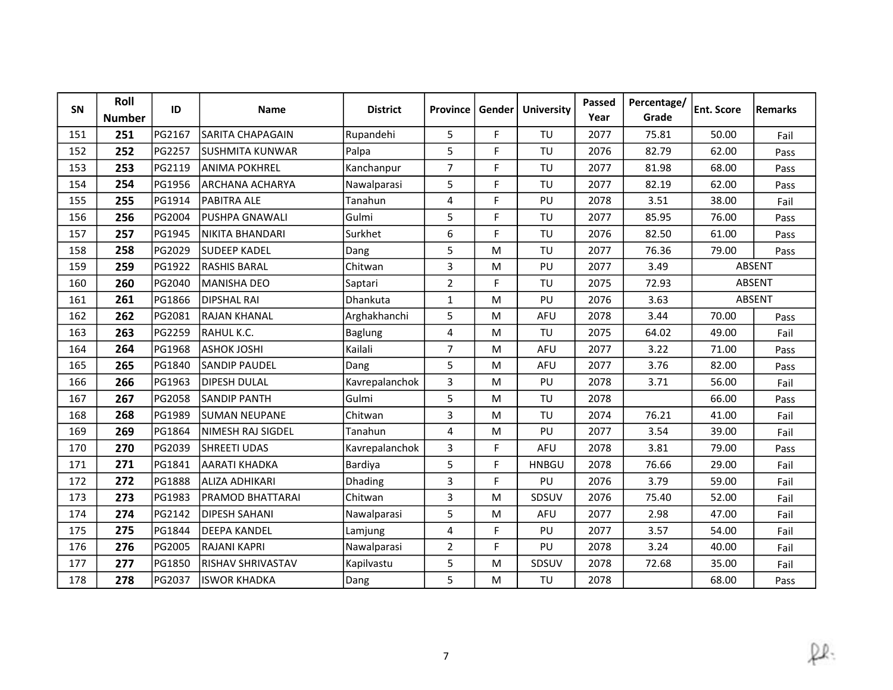| SN | Roll Number | ID | Name | District | Province | Gender | University | Passed Year | Percentage/ Grade | Ent. Score | Remarks |
|---|---|---|---|---|---|---|---|---|---|---|---|
| 151 | **251** | PG2167 | SARITA CHAPAGAIN | Rupandehi | 5 | F | TU | 2077 | 75.81 | 50.00 | Fail |
| 152 | **252** | PG2257 | SUSHMITA KUNWAR | Palpa | 5 | F | TU | 2076 | 82.79 | 62.00 | Pass |
| 153 | **253** | PG2119 | ANIMA POKHREL | Kanchanpur | 7 | F | TU | 2077 | 81.98 | 68.00 | Pass |
| 154 | **254** | PG1956 | ARCHANA ACHARYA | Nawalparasi | 5 | F | TU | 2077 | 82.19 | 62.00 | Pass |
| 155 | **255** | PG1914 | PABITRA ALE | Tanahun | 4 | F | PU | 2078 | 3.51 | 38.00 | Fail |
| 156 | **256** | PG2004 | PUSHPA GNAWALI | Gulmi | 5 | F | TU | 2077 | 85.95 | 76.00 | Pass |
| 157 | **257** | PG1945 | NIKITA BHANDARI | Surkhet | 6 | F | TU | 2076 | 82.50 | 61.00 | Pass |
| 158 | **258** | PG2029 | SUDEEP KADEL | Dang | 5 | M | TU | 2077 | 76.36 | 79.00 | Pass |
| 159 | **259** | PG1922 | RASHIS BARAL | Chitwan | 3 | M | PU | 2077 | 3.49 | ABSENT | |
| 160 | **260** | PG2040 | MANISHA DEO | Saptari | 2 | F | TU | 2075 | 72.93 | ABSENT | |
| 161 | **261** | PG1866 | DIPSHAL RAI | Dhankuta | 1 | M | PU | 2076 | 3.63 | ABSENT | |
| 162 | **262** | PG2081 | RAJAN KHANAL | Arghakhanchi | 5 | M | AFU | 2078 | 3.44 | 70.00 | Pass |
| 163 | **263** | PG2259 | RAHUL K.C. | Baglung | 4 | M | TU | 2075 | 64.02 | 49.00 | Fail |
| 164 | **264** | PG1968 | ASHOK JOSHI | Kailali | 7 | M | AFU | 2077 | 3.22 | 71.00 | Pass |
| 165 | **265** | PG1840 | SANDIP PAUDEL | Dang | 5 | M | AFU | 2077 | 3.76 | 82.00 | Pass |
| 166 | **266** | PG1963 | DIPESH DULAL | Kavrepalanchok | 3 | M | PU | 2078 | 3.71 | 56.00 | Fail |
| 167 | **267** | PG2058 | SANDIP PANTH | Gulmi | 5 | M | TU | 2078 | | 66.00 | Pass |
| 168 | **268** | PG1989 | SUMAN NEUPANE | Chitwan | 3 | M | TU | 2074 | 76.21 | 41.00 | Fail |
| 169 | **269** | PG1864 | NIMESH RAJ SIGDEL | Tanahun | 4 | M | PU | 2077 | 3.54 | 39.00 | Fail |
| 170 | **270** | PG2039 | SHREETI UDAS | Kavrepalanchok | 3 | F | AFU | 2078 | 3.81 | 79.00 | Pass |
| 171 | **271** | PG1841 | AARATI KHADKA | Bardiya | 5 | F | HNBGU | 2078 | 76.66 | 29.00 | Fail |
| 172 | **272** | PG1888 | ALIZA ADHIKARI | Dhading | 3 | F | PU | 2076 | 3.79 | 59.00 | Fail |
| 173 | **273** | PG1983 | PRAMOD BHATTARAI | Chitwan | 3 | M | SDSUV | 2076 | 75.40 | 52.00 | Fail |
| 174 | **274** | PG2142 | DIPESH SAHANI | Nawalparasi | 5 | M | AFU | 2077 | 2.98 | 47.00 | Fail |
| 175 | **275** | PG1844 | DEEPA KANDEL | Lamjung | 4 | F | PU | 2077 | 3.57 | 54.00 | Fail |
| 176 | **276** | PG2005 | RAJANI KAPRI | Nawalparasi | 2 | F | PU | 2078 | 3.24 | 40.00 | Fail |
| 177 | **277** | PG1850 | RISHAV SHRIVASTAV | Kapilvastu | 5 | M | SDSUV | 2078 | 72.68 | 35.00 | Fail |
| 178 | **278** | PG2037 | ISWOR KHADKA | Dang | 5 | M | TU | 2078 | | 68.00 | Pass |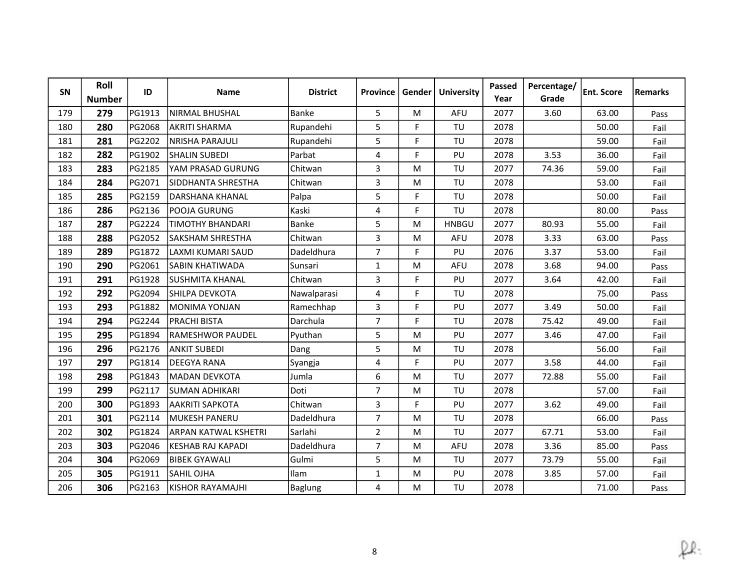| SN | Roll Number | ID | Name | District | Province | Gender | University | Passed Year | Percentage/ Grade | Ent. Score | Remarks |
|---|---|---|---|---|---|---|---|---|---|---|---|
| 179 | **279** | PG1913 | NIRMAL BHUSHAL | Banke | 5 | M | AFU | 2077 | 3.60 | 63.00 | Pass |
| 180 | **280** | PG2068 | AKRITI SHARMA | Rupandehi | 5 | F | TU | 2078 | | 50.00 | Fail |
| 181 | **281** | PG2202 | NRISHA PARAJULI | Rupandehi | 5 | F | TU | 2078 | | 59.00 | Fail |
| 182 | **282** | PG1902 | SHALIN SUBEDI | Parbat | 4 | F | PU | 2078 | 3.53 | 36.00 | Fail |
| 183 | **283** | PG2185 | YAM PRASAD GURUNG | Chitwan | 3 | M | TU | 2077 | 74.36 | 59.00 | Fail |
| 184 | **284** | PG2071 | SIDDHANTA SHRESTHA | Chitwan | 3 | M | TU | 2078 | | 53.00 | Fail |
| 185 | **285** | PG2159 | DARSHANA KHANAL | Palpa | 5 | F | TU | 2078 | | 50.00 | Fail |
| 186 | **286** | PG2136 | POOJA GURUNG | Kaski | 4 | F | TU | 2078 | | 80.00 | Pass |
| 187 | **287** | PG2224 | TIMOTHY BHANDARI | Banke | 5 | M | HNBGU | 2077 | 80.93 | 55.00 | Fail |
| 188 | **288** | PG2052 | SAKSHAM SHRESTHA | Chitwan | 3 | M | AFU | 2078 | 3.33 | 63.00 | Pass |
| 189 | **289** | PG1872 | LAXMI KUMARI SAUD | Dadeldhura | 7 | F | PU | 2076 | 3.37 | 53.00 | Fail |
| 190 | **290** | PG2061 | SABIN KHATIWADA | Sunsari | 1 | M | AFU | 2078 | 3.68 | 94.00 | Pass |
| 191 | **291** | PG1928 | SUSHMITA KHANAL | Chitwan | 3 | F | PU | 2077 | 3.64 | 42.00 | Fail |
| 192 | **292** | PG2094 | SHILPA DEVKOTA | Nawalparasi | 4 | F | TU | 2078 | | 75.00 | Pass |
| 193 | **293** | PG1882 | MONIMA YONJAN | Ramechhap | 3 | F | PU | 2077 | 3.49 | 50.00 | Fail |
| 194 | **294** | PG2244 | PRACHI BISTA | Darchula | 7 | F | TU | 2078 | 75.42 | 49.00 | Fail |
| 195 | **295** | PG1894 | RAMESHWOR PAUDEL | Pyuthan | 5 | M | PU | 2077 | 3.46 | 47.00 | Fail |
| 196 | **296** | PG2176 | ANKIT SUBEDI | Dang | 5 | M | TU | 2078 | | 56.00 | Fail |
| 197 | **297** | PG1814 | DEEGYA RANA | Syangja | 4 | F | PU | 2077 | 3.58 | 44.00 | Fail |
| 198 | **298** | PG1843 | MADAN DEVKOTA | Jumla | 6 | M | TU | 2077 | 72.88 | 55.00 | Fail |
| 199 | **299** | PG2117 | SUMAN ADHIKARI | Doti | 7 | M | TU | 2078 | | 57.00 | Fail |
| 200 | **300** | PG1893 | AAKRITI SAPKOTA | Chitwan | 3 | F | PU | 2077 | 3.62 | 49.00 | Fail |
| 201 | **301** | PG2114 | MUKESH PANERU | Dadeldhura | 7 | M | TU | 2078 | | 66.00 | Pass |
| 202 | **302** | PG1824 | ARPAN KATWAL KSHETRI | Sarlahi | 2 | M | TU | 2077 | 67.71 | 53.00 | Fail |
| 203 | **303** | PG2046 | KESHAB RAJ KAPADI | Dadeldhura | 7 | M | AFU | 2078 | 3.36 | 85.00 | Pass |
| 204 | **304** | PG2069 | BIBEK GYAWALI | Gulmi | 5 | M | TU | 2077 | 73.79 | 55.00 | Fail |
| 205 | **305** | PG1911 | SAHIL OJHA | Ilam | 1 | M | PU | 2078 | 3.85 | 57.00 | Fail |
| 206 | **306** | PG2163 | KISHOR RAYAMAJHI | Baglung | 4 | M | TU | 2078 | | 71.00 | Pass |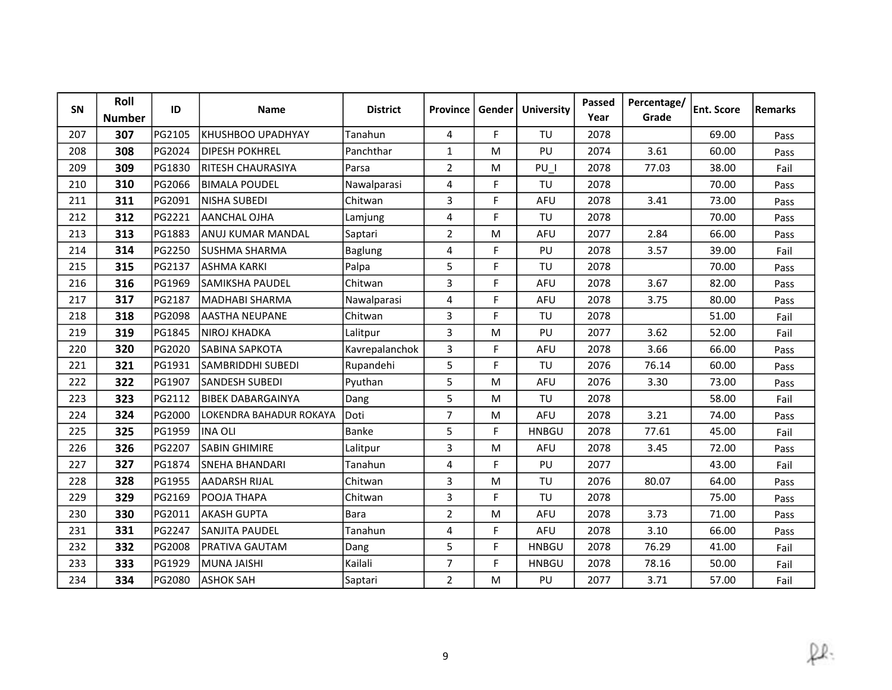| SN | Roll Number | ID | Name | District | Province | Gender | University | Passed Year | Percentage/ Grade | Ent. Score | Remarks |
|---|---|---|---|---|---|---|---|---|---|---|---|
| 207 | **307** | PG2105 | KHUSHBOO UPADHYAY | Tanahun | 4 | F | TU | 2078 | | 69.00 | Pass |
| 208 | **308** | PG2024 | DIPESH POKHREL | Panchthar | 1 | M | PU | 2074 | 3.61 | 60.00 | Pass |
| 209 | **309** | PG1830 | RITESH CHAURASIYA | Parsa | 2 | M | PU_I | 2078 | 77.03 | 38.00 | Fail |
| 210 | **310** | PG2066 | BIMALA POUDEL | Nawalparasi | 4 | F | TU | 2078 | | 70.00 | Pass |
| 211 | **311** | PG2091 | NISHA SUBEDI | Chitwan | 3 | F | AFU | 2078 | 3.41 | 73.00 | Pass |
| 212 | **312** | PG2221 | AANCHAL OJHA | Lamjung | 4 | F | TU | 2078 | | 70.00 | Pass |
| 213 | **313** | PG1883 | ANUJ KUMAR MANDAL | Saptari | 2 | M | AFU | 2077 | 2.84 | 66.00 | Pass |
| 214 | **314** | PG2250 | SUSHMA SHARMA | Baglung | 4 | F | PU | 2078 | 3.57 | 39.00 | Fail |
| 215 | **315** | PG2137 | ASHMA KARKI | Palpa | 5 | F | TU | 2078 | | 70.00 | Pass |
| 216 | **316** | PG1969 | SAMIKSHA PAUDEL | Chitwan | 3 | F | AFU | 2078 | 3.67 | 82.00 | Pass |
| 217 | **317** | PG2187 | MADHABI SHARMA | Nawalparasi | 4 | F | AFU | 2078 | 3.75 | 80.00 | Pass |
| 218 | **318** | PG2098 | AASTHA NEUPANE | Chitwan | 3 | F | TU | 2078 | | 51.00 | Fail |
| 219 | **319** | PG1845 | NIROJ KHADKA | Lalitpur | 3 | M | PU | 2077 | 3.62 | 52.00 | Fail |
| 220 | **320** | PG2020 | SABINA SAPKOTA | Kavrepalanchok | 3 | F | AFU | 2078 | 3.66 | 66.00 | Pass |
| 221 | **321** | PG1931 | SAMBRIDDHI SUBEDI | Rupandehi | 5 | F | TU | 2076 | 76.14 | 60.00 | Pass |
| 222 | **322** | PG1907 | SANDESH SUBEDI | Pyuthan | 5 | M | AFU | 2076 | 3.30 | 73.00 | Pass |
| 223 | **323** | PG2112 | BIBEK DABARGAINYA | Dang | 5 | M | TU | 2078 | | 58.00 | Fail |
| 224 | **324** | PG2000 | LOKENDRA BAHADUR ROKAYA | Doti | 7 | M | AFU | 2078 | 3.21 | 74.00 | Pass |
| 225 | **325** | PG1959 | INA OLI | Banke | 5 | F | HNBGU | 2078 | 77.61 | 45.00 | Fail |
| 226 | **326** | PG2207 | SABIN GHIMIRE | Lalitpur | 3 | M | AFU | 2078 | 3.45 | 72.00 | Pass |
| 227 | **327** | PG1874 | SNEHA BHANDARI | Tanahun | 4 | F | PU | 2077 | | 43.00 | Fail |
| 228 | **328** | PG1955 | AADARSH RIJAL | Chitwan | 3 | M | TU | 2076 | 80.07 | 64.00 | Pass |
| 229 | **329** | PG2169 | POOJA THAPA | Chitwan | 3 | F | TU | 2078 | | 75.00 | Pass |
| 230 | **330** | PG2011 | AKASH GUPTA | Bara | 2 | M | AFU | 2078 | 3.73 | 71.00 | Pass |
| 231 | **331** | PG2247 | SANJITA PAUDEL | Tanahun | 4 | F | AFU | 2078 | 3.10 | 66.00 | Pass |
| 232 | **332** | PG2008 | PRATIVA GAUTAM | Dang | 5 | F | HNBGU | 2078 | 76.29 | 41.00 | Fail |
| 233 | **333** | PG1929 | MUNA JAISHI | Kailali | 7 | F | HNBGU | 2078 | 78.16 | 50.00 | Fail |
| 234 | **334** | PG2080 | ASHOK SAH | Saptari | 2 | M | PU | 2077 | 3.71 | 57.00 | Fail |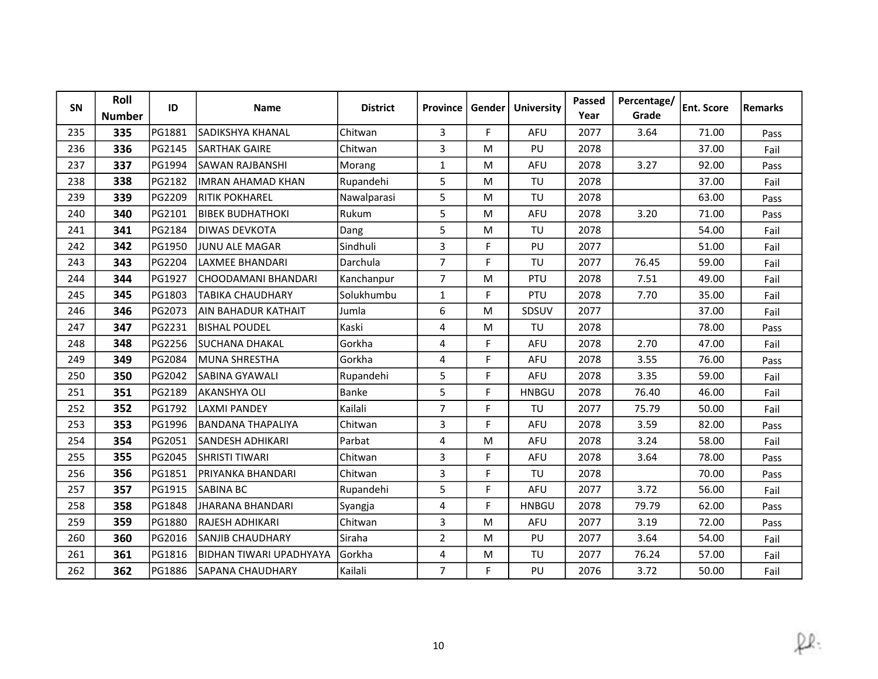| SN | Roll Number | ID | Name | District | Province | Gender | University | Passed Year | Percentage/ Grade | Ent. Score | Remarks |
|---|---|---|---|---|---|---|---|---|---|---|---|
| 235 | **335** | PG1881 | SADIKSHYA KHANAL | Chitwan | 3 | F | AFU | 2077 | 3.64 | 71.00 | Pass |
| 236 | **336** | PG2145 | SARTHAK GAIRE | Chitwan | 3 | M | PU | 2078 | | 37.00 | Fail |
| 237 | **337** | PG1994 | SAWAN RAJBANSHI | Morang | 1 | M | AFU | 2078 | 3.27 | 92.00 | Pass |
| 238 | **338** | PG2182 | IMRAN AHAMAD KHAN | Rupandehi | 5 | M | TU | 2078 | | 37.00 | Fail |
| 239 | **339** | PG2209 | RITIK POKHAREL | Nawalparasi | 5 | M | TU | 2078 | | 63.00 | Pass |
| 240 | **340** | PG2101 | BIBEK BUDHATHOKI | Rukum | 5 | M | AFU | 2078 | 3.20 | 71.00 | Pass |
| 241 | **341** | PG2184 | DIWAS DEVKOTA | Dang | 5 | M | TU | 2078 | | 54.00 | Fail |
| 242 | **342** | PG1950 | JUNU ALE MAGAR | Sindhuli | 3 | F | PU | 2077 | | 51.00 | Fail |
| 243 | **343** | PG2204 | LAXMEE BHANDARI | Darchula | 7 | F | TU | 2077 | 76.45 | 59.00 | Fail |
| 244 | **344** | PG1927 | CHOODAMANI BHANDARI | Kanchanpur | 7 | M | PTU | 2078 | 7.51 | 49.00 | Fail |
| 245 | **345** | PG1803 | TABIKA CHAUDHARY | Solukhumbu | 1 | F | PTU | 2078 | 7.70 | 35.00 | Fail |
| 246 | **346** | PG2073 | AIN BAHADUR KATHAIT | Jumla | 6 | M | SDSUV | 2077 | | 37.00 | Fail |
| 247 | **347** | PG2231 | BISHAL POUDEL | Kaski | 4 | M | TU | 2078 | | 78.00 | Pass |
| 248 | **348** | PG2256 | SUCHANA DHAKAL | Gorkha | 4 | F | AFU | 2078 | 2.70 | 47.00 | Fail |
| 249 | **349** | PG2084 | MUNA SHRESTHA | Gorkha | 4 | F | AFU | 2078 | 3.55 | 76.00 | Pass |
| 250 | **350** | PG2042 | SABINA GYAWALI | Rupandehi | 5 | F | AFU | 2078 | 3.35 | 59.00 | Fail |
| 251 | **351** | PG2189 | AKANSHYA OLI | Banke | 5 | F | HNBGU | 2078 | 76.40 | 46.00 | Fail |
| 252 | **352** | PG1792 | LAXMI PANDEY | Kailali | 7 | F | TU | 2077 | 75.79 | 50.00 | Fail |
| 253 | **353** | PG1996 | BANDANA THAPALIYA | Chitwan | 3 | F | AFU | 2078 | 3.59 | 82.00 | Pass |
| 254 | **354** | PG2051 | SANDESH ADHIKARI | Parbat | 4 | M | AFU | 2078 | 3.24 | 58.00 | Fail |
| 255 | **355** | PG2045 | SHRISTI TIWARI | Chitwan | 3 | F | AFU | 2078 | 3.64 | 78.00 | Pass |
| 256 | **356** | PG1851 | PRIYANKA BHANDARI | Chitwan | 3 | F | TU | 2078 | | 70.00 | Pass |
| 257 | **357** | PG1915 | SABINA BC | Rupandehi | 5 | F | AFU | 2077 | 3.72 | 56.00 | Fail |
| 258 | **358** | PG1848 | JHARANA BHANDARI | Syangja | 4 | F | HNBGU | 2078 | 79.79 | 62.00 | Pass |
| 259 | **359** | PG1880 | RAJESH ADHIKARI | Chitwan | 3 | M | AFU | 2077 | 3.19 | 72.00 | Pass |
| 260 | **360** | PG2016 | SANJIB CHAUDHARY | Siraha | 2 | M | PU | 2077 | 3.64 | 54.00 | Fail |
| 261 | **361** | PG1816 | BIDHAN TIWARI UPADHYAYA | Gorkha | 4 | M | TU | 2077 | 76.24 | 57.00 | Fail |
| 262 | **362** | PG1886 | SAPANA CHAUDHARY | Kailali | 7 | F | PU | 2076 | 3.72 | 50.00 | Fail |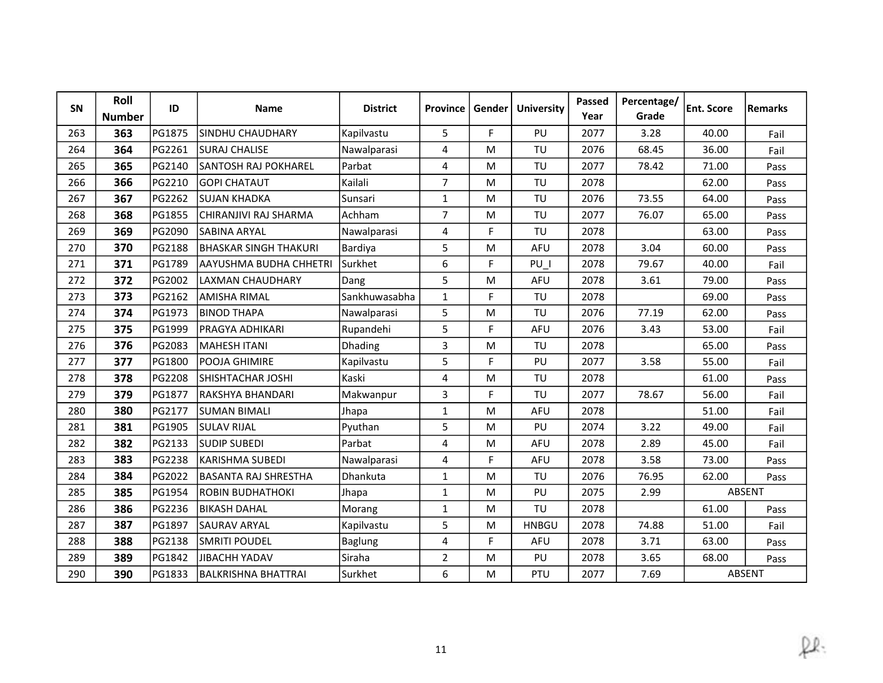| SN | Roll Number | ID | Name | District | Province | Gender | University | Passed Year | Percentage/ Grade | Ent. Score | Remarks |
|---|---|---|---|---|---|---|---|---|---|---|---|
| 263 | **363** | PG1875 | SINDHU CHAUDHARY | Kapilvastu | 5 | F | PU | 2077 | 3.28 | 40.00 | Fail |
| 264 | **364** | PG2261 | SURAJ CHALISE | Nawalparasi | 4 | M | TU | 2076 | 68.45 | 36.00 | Fail |
| 265 | **365** | PG2140 | SANTOSH RAJ POKHAREL | Parbat | 4 | M | TU | 2077 | 78.42 | 71.00 | Pass |
| 266 | **366** | PG2210 | GOPI CHATAUT | Kailali | 7 | M | TU | 2078 | | 62.00 | Pass |
| 267 | **367** | PG2262 | SUJAN KHADKA | Sunsari | 1 | M | TU | 2076 | 73.55 | 64.00 | Pass |
| 268 | **368** | PG1855 | CHIRANJIVI RAJ SHARMA | Achham | 7 | M | TU | 2077 | 76.07 | 65.00 | Pass |
| 269 | **369** | PG2090 | SABINA ARYAL | Nawalparasi | 4 | F | TU | 2078 | | 63.00 | Pass |
| 270 | **370** | PG2188 | BHASKAR SINGH THAKURI | Bardiya | 5 | M | AFU | 2078 | 3.04 | 60.00 | Pass |
| 271 | **371** | PG1789 | AAYUSHMA BUDHA CHHETRI | Surkhet | 6 | F | PU_I | 2078 | 79.67 | 40.00 | Fail |
| 272 | **372** | PG2002 | LAXMAN CHAUDHARY | Dang | 5 | M | AFU | 2078 | 3.61 | 79.00 | Pass |
| 273 | **373** | PG2162 | AMISHA RIMAL | Sankhuwasabha | 1 | F | TU | 2078 | | 69.00 | Pass |
| 274 | **374** | PG1973 | BINOD THAPA | Nawalparasi | 5 | M | TU | 2076 | 77.19 | 62.00 | Pass |
| 275 | **375** | PG1999 | PRAGYA ADHIKARI | Rupandehi | 5 | F | AFU | 2076 | 3.43 | 53.00 | Fail |
| 276 | **376** | PG2083 | MAHESH ITANI | Dhading | 3 | M | TU | 2078 | | 65.00 | Pass |
| 277 | **377** | PG1800 | POOJA GHIMIRE | Kapilvastu | 5 | F | PU | 2077 | 3.58 | 55.00 | Fail |
| 278 | **378** | PG2208 | SHISHTACHAR JOSHI | Kaski | 4 | M | TU | 2078 | | 61.00 | Pass |
| 279 | **379** | PG1877 | RAKSHYA BHANDARI | Makwanpur | 3 | F | TU | 2077 | 78.67 | 56.00 | Fail |
| 280 | **380** | PG2177 | SUMAN BIMALI | Jhapa | 1 | M | AFU | 2078 | | 51.00 | Fail |
| 281 | **381** | PG1905 | SULAV RIJAL | Pyuthan | 5 | M | PU | 2074 | 3.22 | 49.00 | Fail |
| 282 | **382** | PG2133 | SUDIP SUBEDI | Parbat | 4 | M | AFU | 2078 | 2.89 | 45.00 | Fail |
| 283 | **383** | PG2238 | KARISHMA SUBEDI | Nawalparasi | 4 | F | AFU | 2078 | 3.58 | 73.00 | Pass |
| 284 | **384** | PG2022 | BASANTA RAJ SHRESTHA | Dhankuta | 1 | M | TU | 2076 | 76.95 | 62.00 | Pass |
| 285 | **385** | PG1954 | ROBIN BUDHATHOKI | Jhapa | 1 | M | PU | 2075 | 2.99 | ABSENT | |
| 286 | **386** | PG2236 | BIKASH DAHAL | Morang | 1 | M | TU | 2078 | | 61.00 | Pass |
| 287 | **387** | PG1897 | SAURAV ARYAL | Kapilvastu | 5 | M | HNBGU | 2078 | 74.88 | 51.00 | Fail |
| 288 | **388** | PG2138 | SMRITI POUDEL | Baglung | 4 | F | AFU | 2078 | 3.71 | 63.00 | Pass |
| 289 | **389** | PG1842 | JIBACHH YADAV | Siraha | 2 | M | PU | 2078 | 3.65 | 68.00 | Pass |
| 290 | **390** | PG1833 | BALKRISHNA BHATTRAI | Surkhet | 6 | M | PTU | 2077 | 7.69 | ABSENT | |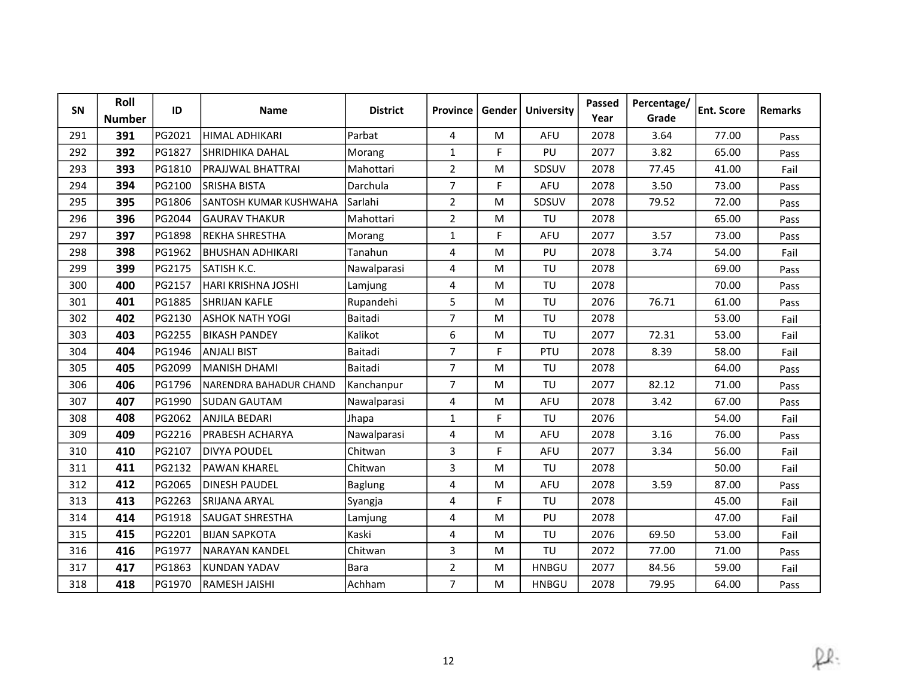| SN | Roll Number | ID | Name | District | Province | Gender | University | Passed Year | Percentage/ Grade | Ent. Score | Remarks |
|---|---|---|---|---|---|---|---|---|---|---|---|
| 291 | **391** | PG2021 | HIMAL ADHIKARI | Parbat | 4 | M | AFU | 2078 | 3.64 | 77.00 | Pass |
| 292 | **392** | PG1827 | SHRIDHIKA DAHAL | Morang | 1 | F | PU | 2077 | 3.82 | 65.00 | Pass |
| 293 | **393** | PG1810 | PRAJJWAL BHATTRAI | Mahottari | 2 | M | SDSUV | 2078 | 77.45 | 41.00 | Fail |
| 294 | **394** | PG2100 | SRISHA BISTA | Darchula | 7 | F | AFU | 2078 | 3.50 | 73.00 | Pass |
| 295 | **395** | PG1806 | SANTOSH KUMAR KUSHWAHA | Sarlahi | 2 | M | SDSUV | 2078 | 79.52 | 72.00 | Pass |
| 296 | **396** | PG2044 | GAURAV THAKUR | Mahottari | 2 | M | TU | 2078 | | 65.00 | Pass |
| 297 | **397** | PG1898 | REKHA SHRESTHA | Morang | 1 | F | AFU | 2077 | 3.57 | 73.00 | Pass |
| 298 | **398** | PG1962 | BHUSHAN ADHIKARI | Tanahun | 4 | M | PU | 2078 | 3.74 | 54.00 | Fail |
| 299 | **399** | PG2175 | SATISH K.C. | Nawalparasi | 4 | M | TU | 2078 | | 69.00 | Pass |
| 300 | **400** | PG2157 | HARI KRISHNA JOSHI | Lamjung | 4 | M | TU | 2078 | | 70.00 | Pass |
| 301 | **401** | PG1885 | SHRIJAN KAFLE | Rupandehi | 5 | M | TU | 2076 | 76.71 | 61.00 | Pass |
| 302 | **402** | PG2130 | ASHOK NATH YOGI | Baitadi | 7 | M | TU | 2078 | | 53.00 | Fail |
| 303 | **403** | PG2255 | BIKASH PANDEY | Kalikot | 6 | M | TU | 2077 | 72.31 | 53.00 | Fail |
| 304 | **404** | PG1946 | ANJALI BIST | Baitadi | 7 | F | PTU | 2078 | 8.39 | 58.00 | Fail |
| 305 | **405** | PG2099 | MANISH DHAMI | Baitadi | 7 | M | TU | 2078 | | 64.00 | Pass |
| 306 | **406** | PG1796 | NARENDRA BAHADUR CHAND | Kanchanpur | 7 | M | TU | 2077 | 82.12 | 71.00 | Pass |
| 307 | **407** | PG1990 | SUDAN GAUTAM | Nawalparasi | 4 | M | AFU | 2078 | 3.42 | 67.00 | Pass |
| 308 | **408** | PG2062 | ANJILA BEDARI | Jhapa | 1 | F | TU | 2076 | | 54.00 | Fail |
| 309 | **409** | PG2216 | PRABESH ACHARYA | Nawalparasi | 4 | M | AFU | 2078 | 3.16 | 76.00 | Pass |
| 310 | **410** | PG2107 | DIVYA POUDEL | Chitwan | 3 | F | AFU | 2077 | 3.34 | 56.00 | Fail |
| 311 | **411** | PG2132 | PAWAN KHAREL | Chitwan | 3 | M | TU | 2078 | | 50.00 | Fail |
| 312 | **412** | PG2065 | DINESH PAUDEL | Baglung | 4 | M | AFU | 2078 | 3.59 | 87.00 | Pass |
| 313 | **413** | PG2263 | SRIJANA ARYAL | Syangja | 4 | F | TU | 2078 | | 45.00 | Fail |
| 314 | **414** | PG1918 | SAUGAT SHRESTHA | Lamjung | 4 | M | PU | 2078 | | 47.00 | Fail |
| 315 | **415** | PG2201 | BIJAN SAPKOTA | Kaski | 4 | M | TU | 2076 | 69.50 | 53.00 | Fail |
| 316 | **416** | PG1977 | NARAYAN KANDEL | Chitwan | 3 | M | TU | 2072 | 77.00 | 71.00 | Pass |
| 317 | **417** | PG1863 | KUNDAN YADAV | Bara | 2 | M | HNBGU | 2077 | 84.56 | 59.00 | Fail |
| 318 | **418** | PG1970 | RAMESH JAISHI | Achham | 7 | M | HNBGU | 2078 | 79.95 | 64.00 | Pass |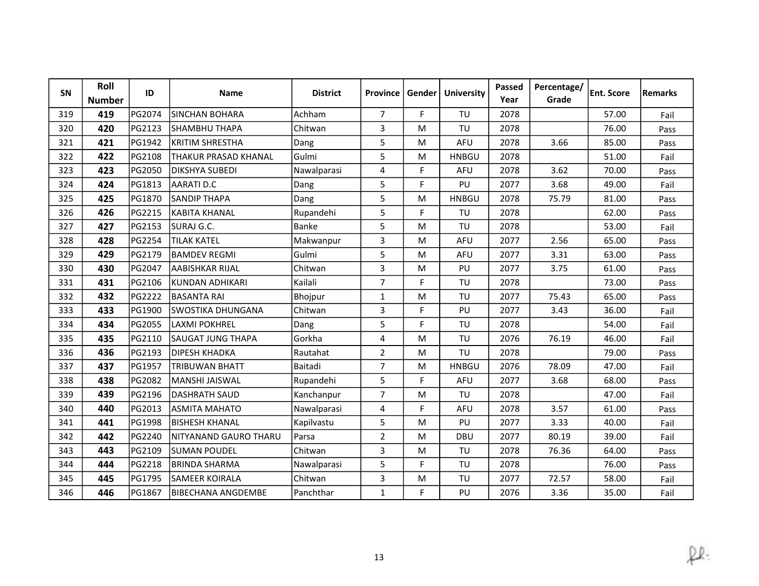| SN | Roll Number | ID | Name | District | Province | Gender | University | Passed Year | Percentage/ Grade | Ent. Score | Remarks |
|---|---|---|---|---|---|---|---|---|---|---|---|
| 319 | **419** | PG2074 | SINCHAN BOHARA | Achham | 7 | F | TU | 2078 | | 57.00 | Fail |
| 320 | **420** | PG2123 | SHAMBHU THAPA | Chitwan | 3 | M | TU | 2078 | | 76.00 | Pass |
| 321 | **421** | PG1942 | KRITIM SHRESTHA | Dang | 5 | M | AFU | 2078 | 3.66 | 85.00 | Pass |
| 322 | **422** | PG2108 | THAKUR PRASAD KHANAL | Gulmi | 5 | M | HNBGU | 2078 | | 51.00 | Fail |
| 323 | **423** | PG2050 | DIKSHYA SUBEDI | Nawalparasi | 4 | F | AFU | 2078 | 3.62 | 70.00 | Pass |
| 324 | **424** | PG1813 | AARATI D.C | Dang | 5 | F | PU | 2077 | 3.68 | 49.00 | Fail |
| 325 | **425** | PG1870 | SANDIP THAPA | Dang | 5 | M | HNBGU | 2078 | 75.79 | 81.00 | Pass |
| 326 | **426** | PG2215 | KABITA KHANAL | Rupandehi | 5 | F | TU | 2078 | | 62.00 | Pass |
| 327 | **427** | PG2153 | SURAJ G.C. | Banke | 5 | M | TU | 2078 | | 53.00 | Fail |
| 328 | **428** | PG2254 | TILAK KATEL | Makwanpur | 3 | M | AFU | 2077 | 2.56 | 65.00 | Pass |
| 329 | **429** | PG2179 | BAMDEV REGMI | Gulmi | 5 | M | AFU | 2077 | 3.31 | 63.00 | Pass |
| 330 | **430** | PG2047 | AABISHKAR RIJAL | Chitwan | 3 | M | PU | 2077 | 3.75 | 61.00 | Pass |
| 331 | **431** | PG2106 | KUNDAN ADHIKARI | Kailali | 7 | F | TU | 2078 | | 73.00 | Pass |
| 332 | **432** | PG2222 | BASANTA RAI | Bhojpur | 1 | M | TU | 2077 | 75.43 | 65.00 | Pass |
| 333 | **433** | PG1900 | SWOSTIKA DHUNGANA | Chitwan | 3 | F | PU | 2077 | 3.43 | 36.00 | Fail |
| 334 | **434** | PG2055 | LAXMI POKHREL | Dang | 5 | F | TU | 2078 | | 54.00 | Fail |
| 335 | **435** | PG2110 | SAUGAT JUNG THAPA | Gorkha | 4 | M | TU | 2076 | 76.19 | 46.00 | Fail |
| 336 | **436** | PG2193 | DIPESH KHADKA | Rautahat | 2 | M | TU | 2078 | | 79.00 | Pass |
| 337 | **437** | PG1957 | TRIBUWAN BHATT | Baitadi | 7 | M | HNBGU | 2076 | 78.09 | 47.00 | Fail |
| 338 | **438** | PG2082 | MANSHI JAISWAL | Rupandehi | 5 | F | AFU | 2077 | 3.68 | 68.00 | Pass |
| 339 | **439** | PG2196 | DASHRATH SAUD | Kanchanpur | 7 | M | TU | 2078 | | 47.00 | Fail |
| 340 | **440** | PG2013 | ASMITA MAHATO | Nawalparasi | 4 | F | AFU | 2078 | 3.57 | 61.00 | Pass |
| 341 | **441** | PG1998 | BISHESH KHANAL | Kapilvastu | 5 | M | PU | 2077 | 3.33 | 40.00 | Fail |
| 342 | **442** | PG2240 | NITYANAND GAURO THARU | Parsa | 2 | M | DBU | 2077 | 80.19 | 39.00 | Fail |
| 343 | **443** | PG2109 | SUMAN POUDEL | Chitwan | 3 | M | TU | 2078 | 76.36 | 64.00 | Pass |
| 344 | **444** | PG2218 | BRINDA SHARMA | Nawalparasi | 5 | F | TU | 2078 | | 76.00 | Pass |
| 345 | **445** | PG1795 | SAMEER KOIRALA | Chitwan | 3 | M | TU | 2077 | 72.57 | 58.00 | Fail |
| 346 | **446** | PG1867 | BIBECHANA ANGDEMBE | Panchthar | 1 | F | PU | 2076 | 3.36 | 35.00 | Fail |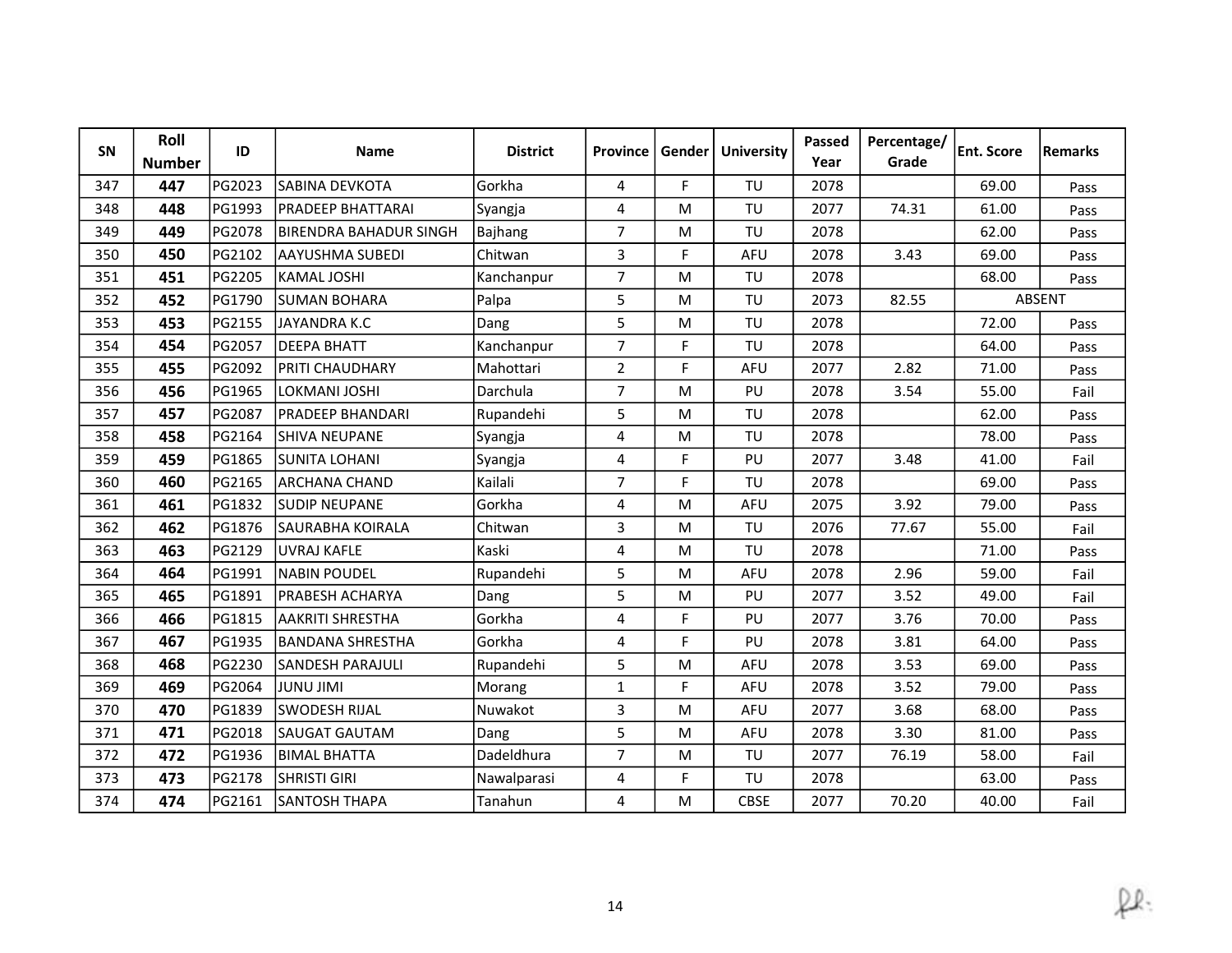| SN | Roll Number | ID | Name | District | Province | Gender | University | Passed Year | Percentage/ Grade | Ent. Score | Remarks |
|---|---|---|---|---|---|---|---|---|---|---|---|
| 347 | **447** | PG2023 | SABINA DEVKOTA | Gorkha | 4 | F | TU | 2078 | | 69.00 | Pass |
| 348 | **448** | PG1993 | PRADEEP BHATTARAI | Syangja | 4 | M | TU | 2077 | 74.31 | 61.00 | Pass |
| 349 | **449** | PG2078 | BIRENDRA BAHADUR SINGH | Bajhang | 7 | M | TU | 2078 | | 62.00 | Pass |
| 350 | **450** | PG2102 | AAYUSHMA SUBEDI | Chitwan | 3 | F | AFU | 2078 | 3.43 | 69.00 | Pass |
| 351 | **451** | PG2205 | KAMAL JOSHI | Kanchanpur | 7 | M | TU | 2078 | | 68.00 | Pass |
| 352 | **452** | PG1790 | SUMAN BOHARA | Palpa | 5 | M | TU | 2073 | 82.55 | ABSENT | |
| 353 | **453** | PG2155 | JAYANDRA K.C | Dang | 5 | M | TU | 2078 | | 72.00 | Pass |
| 354 | **454** | PG2057 | DEEPA BHATT | Kanchanpur | 7 | F | TU | 2078 | | 64.00 | Pass |
| 355 | **455** | PG2092 | PRITI CHAUDHARY | Mahottari | 2 | F | AFU | 2077 | 2.82 | 71.00 | Pass |
| 356 | **456** | PG1965 | LOKMANI JOSHI | Darchula | 7 | M | PU | 2078 | 3.54 | 55.00 | Fail |
| 357 | **457** | PG2087 | PRADEEP BHANDARI | Rupandehi | 5 | M | TU | 2078 | | 62.00 | Pass |
| 358 | **458** | PG2164 | SHIVA NEUPANE | Syangja | 4 | M | TU | 2078 | | 78.00 | Pass |
| 359 | **459** | PG1865 | SUNITA LOHANI | Syangja | 4 | F | PU | 2077 | 3.48 | 41.00 | Fail |
| 360 | **460** | PG2165 | ARCHANA CHAND | Kailali | 7 | F | TU | 2078 | | 69.00 | Pass |
| 361 | **461** | PG1832 | SUDIP NEUPANE | Gorkha | 4 | M | AFU | 2075 | 3.92 | 79.00 | Pass |
| 362 | **462** | PG1876 | SAURABHA KOIRALA | Chitwan | 3 | M | TU | 2076 | 77.67 | 55.00 | Fail |
| 363 | **463** | PG2129 | UVRAJ KAFLE | Kaski | 4 | M | TU | 2078 | | 71.00 | Pass |
| 364 | **464** | PG1991 | NABIN POUDEL | Rupandehi | 5 | M | AFU | 2078 | 2.96 | 59.00 | Fail |
| 365 | **465** | PG1891 | PRABESH ACHARYA | Dang | 5 | M | PU | 2077 | 3.52 | 49.00 | Fail |
| 366 | **466** | PG1815 | AAKRITI SHRESTHA | Gorkha | 4 | F | PU | 2077 | 3.76 | 70.00 | Pass |
| 367 | **467** | PG1935 | BANDANA SHRESTHA | Gorkha | 4 | F | PU | 2078 | 3.81 | 64.00 | Pass |
| 368 | **468** | PG2230 | SANDESH PARAJULI | Rupandehi | 5 | M | AFU | 2078 | 3.53 | 69.00 | Pass |
| 369 | **469** | PG2064 | JUNU JIMI | Morang | 1 | F | AFU | 2078 | 3.52 | 79.00 | Pass |
| 370 | **470** | PG1839 | SWODESH RIJAL | Nuwakot | 3 | M | AFU | 2077 | 3.68 | 68.00 | Pass |
| 371 | **471** | PG2018 | SAUGAT GAUTAM | Dang | 5 | M | AFU | 2078 | 3.30 | 81.00 | Pass |
| 372 | **472** | PG1936 | BIMAL BHATTA | Dadeldhura | 7 | M | TU | 2077 | 76.19 | 58.00 | Fail |
| 373 | **473** | PG2178 | SHRISTI GIRI | Nawalparasi | 4 | F | TU | 2078 | | 63.00 | Pass |
| 374 | **474** | PG2161 | SANTOSH THAPA | Tanahun | 4 | M | CBSE | 2077 | 70.20 | 40.00 | Fail |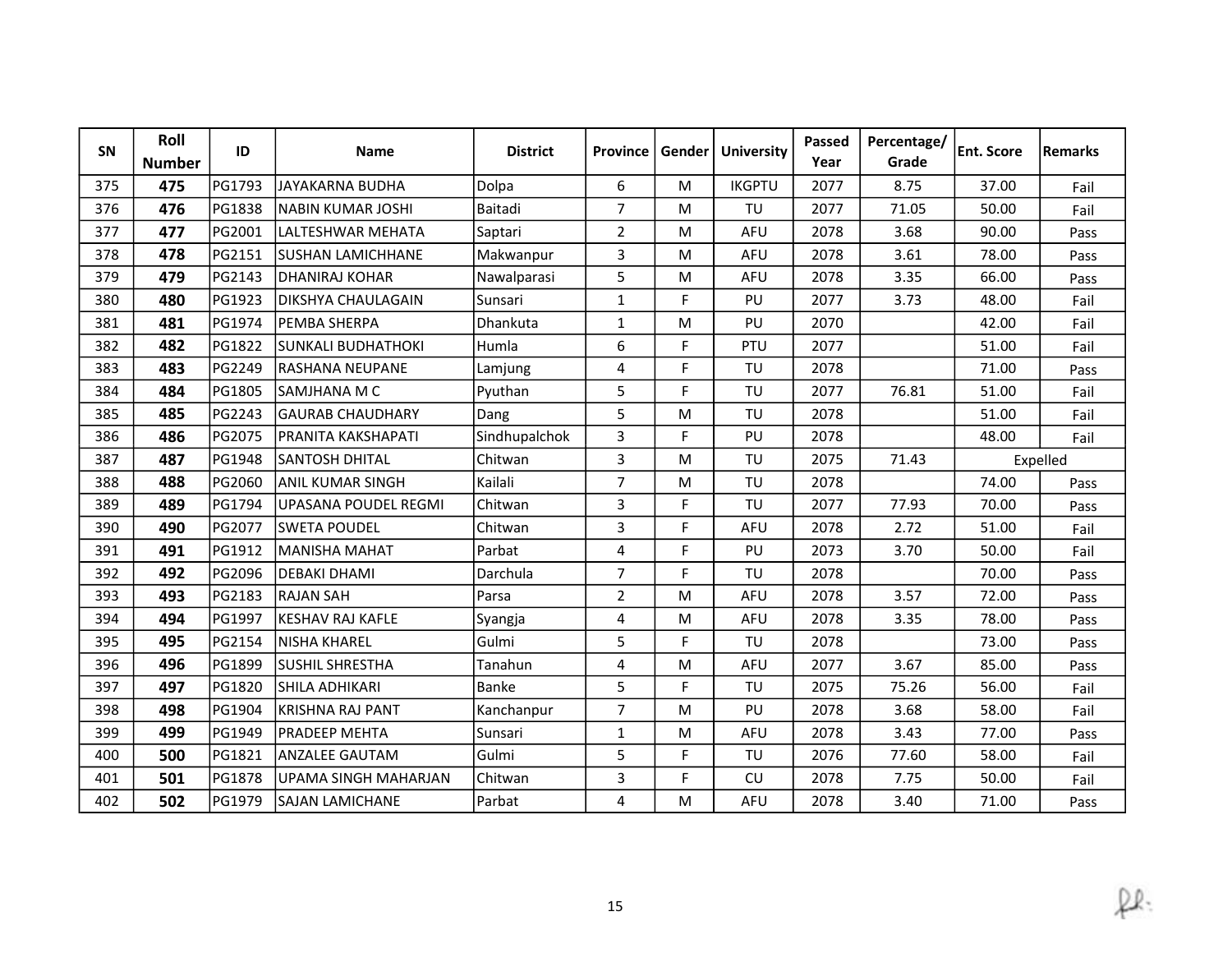| SN | Roll Number | ID | Name | District | Province | Gender | University | Passed Year | Percentage/ Grade | Ent. Score | Remarks |
|---|---|---|---|---|---|---|---|---|---|---|---|
| 375 | **475** | PG1793 | JAYAKARNA BUDHA | Dolpa | 6 | M | IKGPTU | 2077 | 8.75 | 37.00 | Fail |
| 376 | **476** | PG1838 | NABIN KUMAR JOSHI | Baitadi | 7 | M | TU | 2077 | 71.05 | 50.00 | Fail |
| 377 | **477** | PG2001 | LALTESHWAR MEHATA | Saptari | 2 | M | AFU | 2078 | 3.68 | 90.00 | Pass |
| 378 | **478** | PG2151 | SUSHAN LAMICHHANE | Makwanpur | 3 | M | AFU | 2078 | 3.61 | 78.00 | Pass |
| 379 | **479** | PG2143 | DHANIRAJ KOHAR | Nawalparasi | 5 | M | AFU | 2078 | 3.35 | 66.00 | Pass |
| 380 | **480** | PG1923 | DIKSHYA CHAULAGAIN | Sunsari | 1 | F | PU | 2077 | 3.73 | 48.00 | Fail |
| 381 | **481** | PG1974 | PEMBA SHERPA | Dhankuta | 1 | M | PU | 2070 | | 42.00 | Fail |
| 382 | **482** | PG1822 | SUNKALI BUDHATHOKI | Humla | 6 | F | PTU | 2077 | | 51.00 | Fail |
| 383 | **483** | PG2249 | RASHANA NEUPANE | Lamjung | 4 | F | TU | 2078 | | 71.00 | Pass |
| 384 | **484** | PG1805 | SAMJHANA M C | Pyuthan | 5 | F | TU | 2077 | 76.81 | 51.00 | Fail |
| 385 | **485** | PG2243 | GAURAB CHAUDHARY | Dang | 5 | M | TU | 2078 | | 51.00 | Fail |
| 386 | **486** | PG2075 | PRANITA KAKSHAPATI | Sindhupalchok | 3 | F | PU | 2078 | | 48.00 | Fail |
| 387 | **487** | PG1948 | SANTOSH DHITAL | Chitwan | 3 | M | TU | 2075 | 71.43 | Expelled | |
| 388 | **488** | PG2060 | ANIL KUMAR SINGH | Kailali | 7 | M | TU | 2078 | | 74.00 | Pass |
| 389 | **489** | PG1794 | UPASANA POUDEL REGMI | Chitwan | 3 | F | TU | 2077 | 77.93 | 70.00 | Pass |
| 390 | **490** | PG2077 | SWETA POUDEL | Chitwan | 3 | F | AFU | 2078 | 2.72 | 51.00 | Fail |
| 391 | **491** | PG1912 | MANISHA MAHAT | Parbat | 4 | F | PU | 2073 | 3.70 | 50.00 | Fail |
| 392 | **492** | PG2096 | DEBAKI DHAMI | Darchula | 7 | F | TU | 2078 | | 70.00 | Pass |
| 393 | **493** | PG2183 | RAJAN SAH | Parsa | 2 | M | AFU | 2078 | 3.57 | 72.00 | Pass |
| 394 | **494** | PG1997 | KESHAV RAJ KAFLE | Syangja | 4 | M | AFU | 2078 | 3.35 | 78.00 | Pass |
| 395 | **495** | PG2154 | NISHA KHAREL | Gulmi | 5 | F | TU | 2078 | | 73.00 | Pass |
| 396 | **496** | PG1899 | SUSHIL SHRESTHA | Tanahun | 4 | M | AFU | 2077 | 3.67 | 85.00 | Pass |
| 397 | **497** | PG1820 | SHILA ADHIKARI | Banke | 5 | F | TU | 2075 | 75.26 | 56.00 | Fail |
| 398 | **498** | PG1904 | KRISHNA RAJ PANT | Kanchanpur | 7 | M | PU | 2078 | 3.68 | 58.00 | Fail |
| 399 | **499** | PG1949 | PRADEEP MEHTA | Sunsari | 1 | M | AFU | 2078 | 3.43 | 77.00 | Pass |
| 400 | **500** | PG1821 | ANZALEE GAUTAM | Gulmi | 5 | F | TU | 2076 | 77.60 | 58.00 | Fail |
| 401 | **501** | PG1878 | UPAMA SINGH MAHARJAN | Chitwan | 3 | F | CU | 2078 | 7.75 | 50.00 | Fail |
| 402 | **502** | PG1979 | SAJAN LAMICHANE | Parbat | 4 | M | AFU | 2078 | 3.40 | 71.00 | Pass |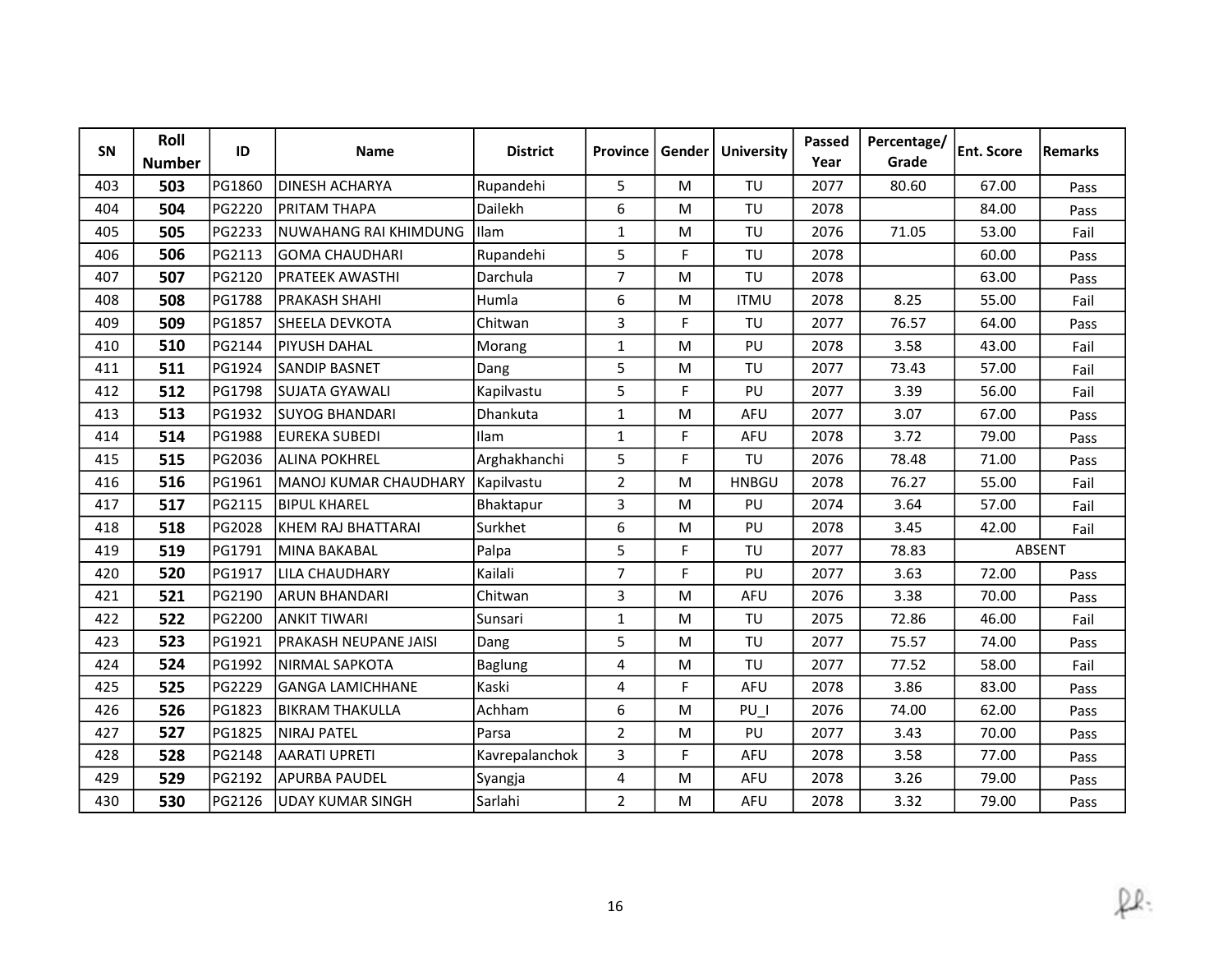| SN | Roll Number | ID | Name | District | Province | Gender | University | Passed Year | Percentage/ Grade | Ent. Score | Remarks |
|---|---|---|---|---|---|---|---|---|---|---|---|
| 403 | **503** | PG1860 | DINESH ACHARYA | Rupandehi | 5 | M | TU | 2077 | 80.60 | 67.00 | Pass |
| 404 | **504** | PG2220 | PRITAM THAPA | Dailekh | 6 | M | TU | 2078 | | 84.00 | Pass |
| 405 | **505** | PG2233 | NUWAHANG RAI KHIMDUNG | Ilam | 1 | M | TU | 2076 | 71.05 | 53.00 | Fail |
| 406 | **506** | PG2113 | GOMA CHAUDHARI | Rupandehi | 5 | F | TU | 2078 | | 60.00 | Pass |
| 407 | **507** | PG2120 | PRATEEK AWASTHI | Darchula | 7 | M | TU | 2078 | | 63.00 | Pass |
| 408 | **508** | PG1788 | PRAKASH SHAHI | Humla | 6 | M | ITMU | 2078 | 8.25 | 55.00 | Fail |
| 409 | **509** | PG1857 | SHEELA DEVKOTA | Chitwan | 3 | F | TU | 2077 | 76.57 | 64.00 | Pass |
| 410 | **510** | PG2144 | PIYUSH DAHAL | Morang | 1 | M | PU | 2078 | 3.58 | 43.00 | Fail |
| 411 | **511** | PG1924 | SANDIP BASNET | Dang | 5 | M | TU | 2077 | 73.43 | 57.00 | Fail |
| 412 | **512** | PG1798 | SUJATA GYAWALI | Kapilvastu | 5 | F | PU | 2077 | 3.39 | 56.00 | Fail |
| 413 | **513** | PG1932 | SUYOG BHANDARI | Dhankuta | 1 | M | AFU | 2077 | 3.07 | 67.00 | Pass |
| 414 | **514** | PG1988 | EUREKA SUBEDI | Ilam | 1 | F | AFU | 2078 | 3.72 | 79.00 | Pass |
| 415 | **515** | PG2036 | ALINA POKHREL | Arghakhanchi | 5 | F | TU | 2076 | 78.48 | 71.00 | Pass |
| 416 | **516** | PG1961 | MANOJ KUMAR CHAUDHARY | Kapilvastu | 2 | M | HNBGU | 2078 | 76.27 | 55.00 | Fail |
| 417 | **517** | PG2115 | BIPUL KHAREL | Bhaktapur | 3 | M | PU | 2074 | 3.64 | 57.00 | Fail |
| 418 | **518** | PG2028 | KHEM RAJ BHATTARAI | Surkhet | 6 | M | PU | 2078 | 3.45 | 42.00 | Fail |
| 419 | **519** | PG1791 | MINA BAKABAL | Palpa | 5 | F | TU | 2077 | 78.83 | ABSENT | |
| 420 | **520** | PG1917 | LILA CHAUDHARY | Kailali | 7 | F | PU | 2077 | 3.63 | 72.00 | Pass |
| 421 | **521** | PG2190 | ARUN BHANDARI | Chitwan | 3 | M | AFU | 2076 | 3.38 | 70.00 | Pass |
| 422 | **522** | PG2200 | ANKIT TIWARI | Sunsari | 1 | M | TU | 2075 | 72.86 | 46.00 | Fail |
| 423 | **523** | PG1921 | PRAKASH NEUPANE JAISI | Dang | 5 | M | TU | 2077 | 75.57 | 74.00 | Pass |
| 424 | **524** | PG1992 | NIRMAL SAPKOTA | Baglung | 4 | M | TU | 2077 | 77.52 | 58.00 | Fail |
| 425 | **525** | PG2229 | GANGA LAMICHHANE | Kaski | 4 | F | AFU | 2078 | 3.86 | 83.00 | Pass |
| 426 | **526** | PG1823 | BIKRAM THAKULLA | Achham | 6 | M | PU_I | 2076 | 74.00 | 62.00 | Pass |
| 427 | **527** | PG1825 | NIRAJ PATEL | Parsa | 2 | M | PU | 2077 | 3.43 | 70.00 | Pass |
| 428 | **528** | PG2148 | AARATI UPRETI | Kavrepalanchok | 3 | F | AFU | 2078 | 3.58 | 77.00 | Pass |
| 429 | **529** | PG2192 | APURBA PAUDEL | Syangja | 4 | M | AFU | 2078 | 3.26 | 79.00 | Pass |
| 430 | **530** | PG2126 | UDAY KUMAR SINGH | Sarlahi | 2 | M | AFU | 2078 | 3.32 | 79.00 | Pass |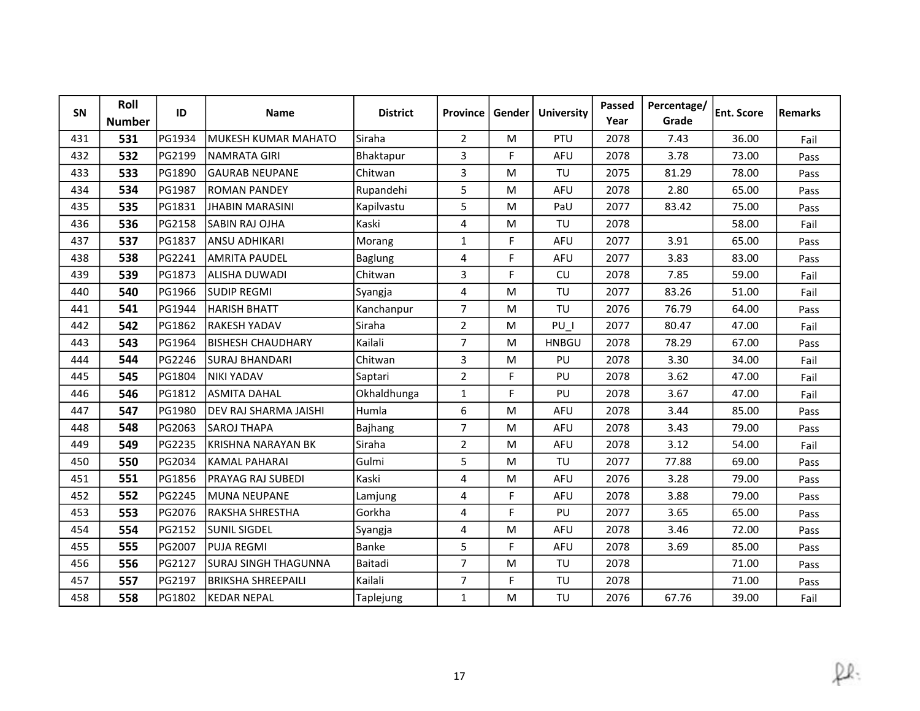| SN | Roll Number | ID | Name | District | Province | Gender | University | Passed Year | Percentage/ Grade | Ent. Score | Remarks |
|---|---|---|---|---|---|---|---|---|---|---|---|
| 431 | **531** | PG1934 | MUKESH KUMAR MAHATO | Siraha | 2 | M | PTU | 2078 | 7.43 | 36.00 | Fail |
| 432 | **532** | PG2199 | NAMRATA GIRI | Bhaktapur | 3 | F | AFU | 2078 | 3.78 | 73.00 | Pass |
| 433 | **533** | PG1890 | GAURAB NEUPANE | Chitwan | 3 | M | TU | 2075 | 81.29 | 78.00 | Pass |
| 434 | **534** | PG1987 | ROMAN PANDEY | Rupandehi | 5 | M | AFU | 2078 | 2.80 | 65.00 | Pass |
| 435 | **535** | PG1831 | JHABIN MARASINI | Kapilvastu | 5 | M | PaU | 2077 | 83.42 | 75.00 | Pass |
| 436 | **536** | PG2158 | SABIN RAJ OJHA | Kaski | 4 | M | TU | 2078 | | 58.00 | Fail |
| 437 | **537** | PG1837 | ANSU ADHIKARI | Morang | 1 | F | AFU | 2077 | 3.91 | 65.00 | Pass |
| 438 | **538** | PG2241 | AMRITA PAUDEL | Baglung | 4 | F | AFU | 2077 | 3.83 | 83.00 | Pass |
| 439 | **539** | PG1873 | ALISHA DUWADI | Chitwan | 3 | F | CU | 2078 | 7.85 | 59.00 | Fail |
| 440 | **540** | PG1966 | SUDIP REGMI | Syangja | 4 | M | TU | 2077 | 83.26 | 51.00 | Fail |
| 441 | **541** | PG1944 | HARISH BHATT | Kanchanpur | 7 | M | TU | 2076 | 76.79 | 64.00 | Pass |
| 442 | **542** | PG1862 | RAKESH YADAV | Siraha | 2 | M | PU_I | 2077 | 80.47 | 47.00 | Fail |
| 443 | **543** | PG1964 | BISHESH CHAUDHARY | Kailali | 7 | M | HNBGU | 2078 | 78.29 | 67.00 | Pass |
| 444 | **544** | PG2246 | SURAJ BHANDARI | Chitwan | 3 | M | PU | 2078 | 3.30 | 34.00 | Fail |
| 445 | **545** | PG1804 | NIKI YADAV | Saptari | 2 | F | PU | 2078 | 3.62 | 47.00 | Fail |
| 446 | **546** | PG1812 | ASMITA DAHAL | Okhaldhunga | 1 | F | PU | 2078 | 3.67 | 47.00 | Fail |
| 447 | **547** | PG1980 | DEV RAJ SHARMA JAISHI | Humla | 6 | M | AFU | 2078 | 3.44 | 85.00 | Pass |
| 448 | **548** | PG2063 | SAROJ THAPA | Bajhang | 7 | M | AFU | 2078 | 3.43 | 79.00 | Pass |
| 449 | **549** | PG2235 | KRISHNA NARAYAN BK | Siraha | 2 | M | AFU | 2078 | 3.12 | 54.00 | Fail |
| 450 | **550** | PG2034 | KAMAL PAHARAI | Gulmi | 5 | M | TU | 2077 | 77.88 | 69.00 | Pass |
| 451 | **551** | PG1856 | PRAYAG RAJ SUBEDI | Kaski | 4 | M | AFU | 2076 | 3.28 | 79.00 | Pass |
| 452 | **552** | PG2245 | MUNA NEUPANE | Lamjung | 4 | F | AFU | 2078 | 3.88 | 79.00 | Pass |
| 453 | **553** | PG2076 | RAKSHA SHRESTHA | Gorkha | 4 | F | PU | 2077 | 3.65 | 65.00 | Pass |
| 454 | **554** | PG2152 | SUNIL SIGDEL | Syangja | 4 | M | AFU | 2078 | 3.46 | 72.00 | Pass |
| 455 | **555** | PG2007 | PUJA REGMI | Banke | 5 | F | AFU | 2078 | 3.69 | 85.00 | Pass |
| 456 | **556** | PG2127 | SURAJ SINGH THAGUNNA | Baitadi | 7 | M | TU | 2078 | | 71.00 | Pass |
| 457 | **557** | PG2197 | BRIKSHA SHREEPAILI | Kailali | 7 | F | TU | 2078 | | 71.00 | Pass |
| 458 | **558** | PG1802 | KEDAR NEPAL | Taplejung | 1 | M | TU | 2076 | 67.76 | 39.00 | Fail |